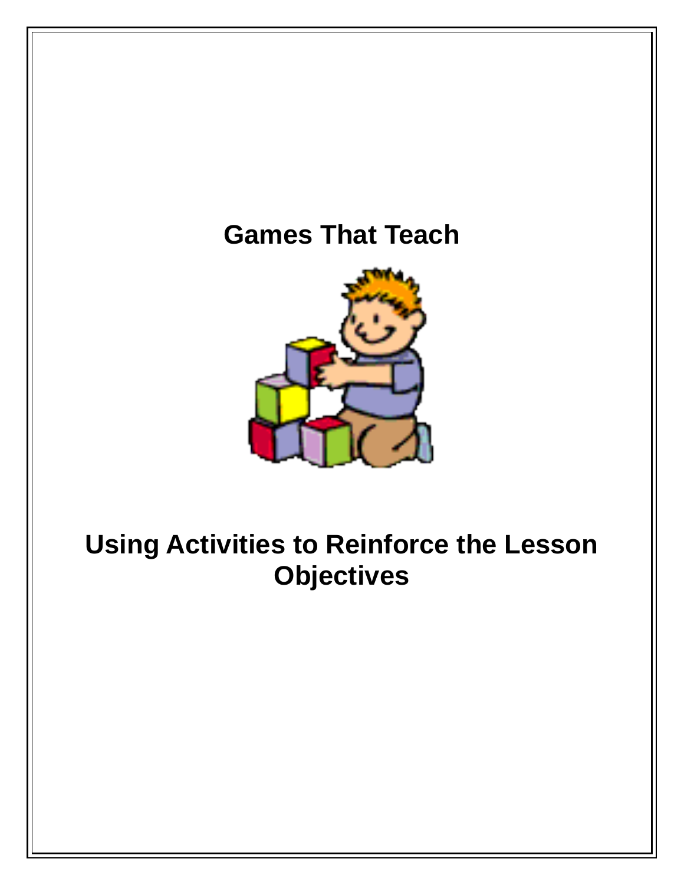# Games That Teach

# Using Activities to Reinforce the Lesson Objectives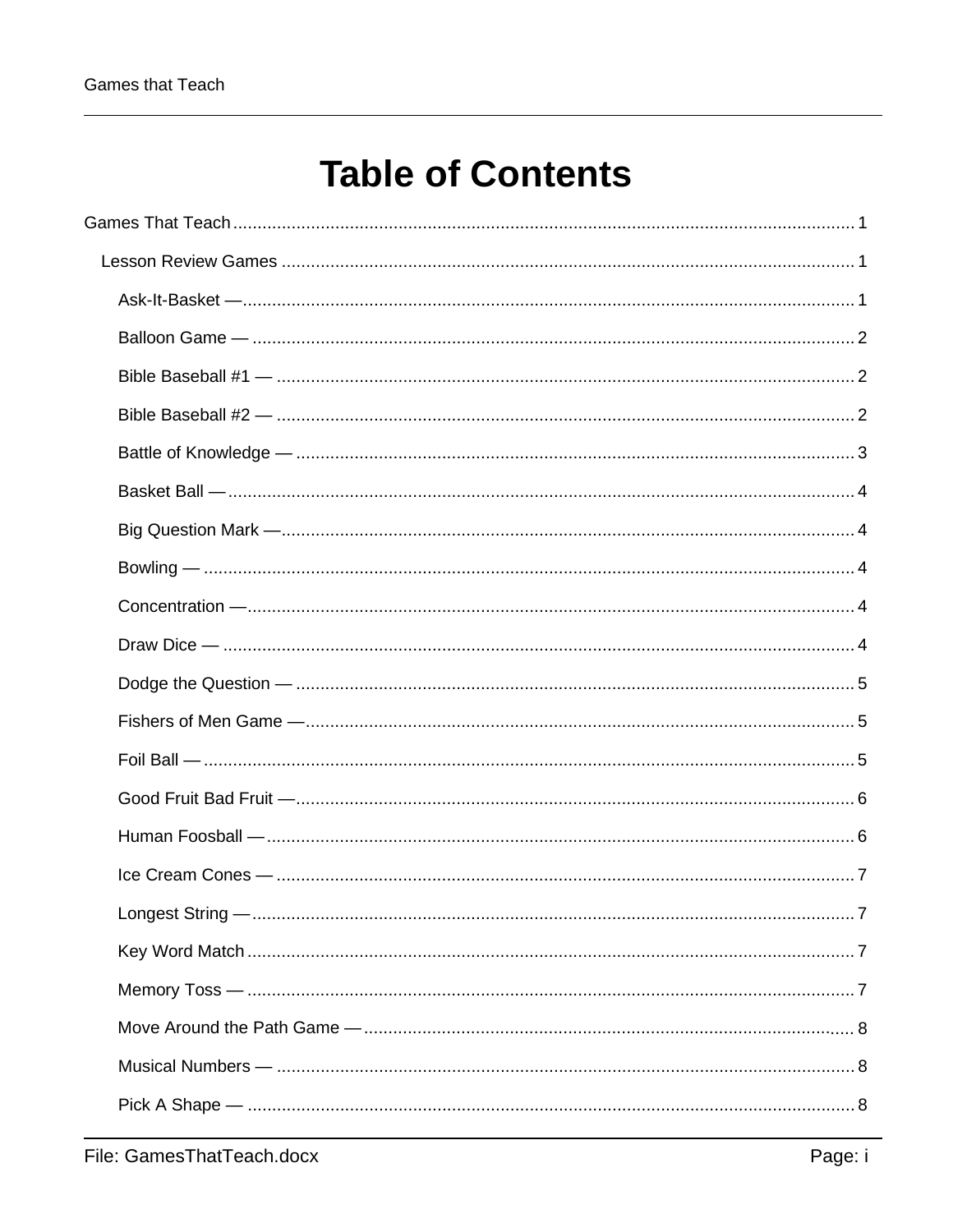# Table of Contents

Games That Teach ........ 1

- Lesson Review Games ........ 1
  - Ask-It-Basket — ........ 1
  - Balloon Game — ........ 2
  - Bible Baseball #1 — ........ 2
  - Bible Baseball #2 — ........ 2
  - Battle of Knowledge — ........ 3
  - Basket Ball — ........ 4
  - Big Question Mark — ........ 4
  - Bowling — ........ 4
  - Concentration — ........ 4
  - Draw Dice — ........ 4
  - Dodge the Question — ........ 5
  - Fishers of Men Game — ........ 5
  - Foil Ball — ........ 5
  - Good Fruit Bad Fruit — ........ 6
  - Human Foosball — ........ 6
  - Ice Cream Cones — ........ 7
  - Longest String — ........ 7
  - Key Word Match ........ 7
  - Memory Toss — ........ 7
  - Move Around the Path Game — ........ 8
  - Musical Numbers — ........ 8
  - Pick A Shape — ........ 8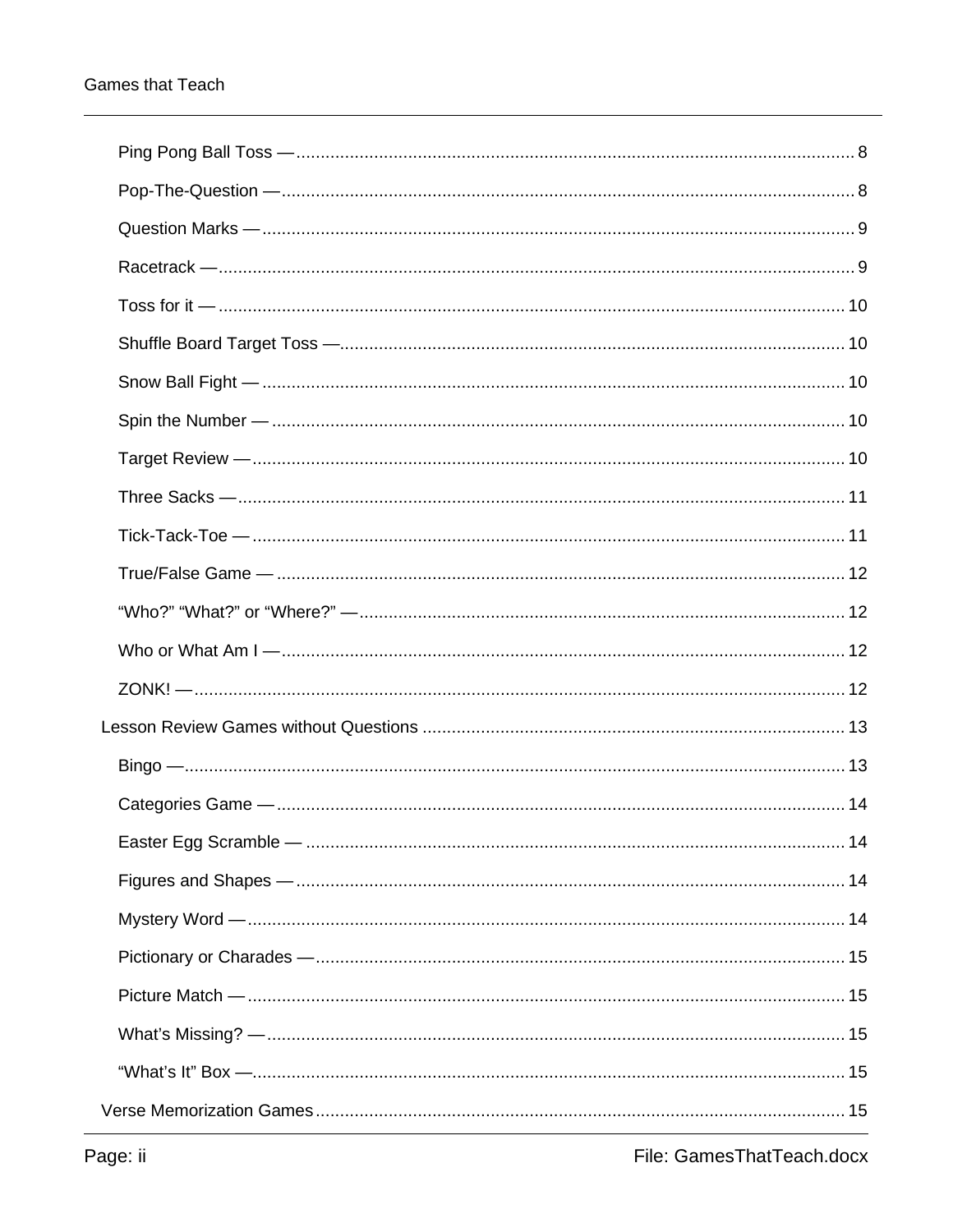- Ping Pong Ball Toss — 8
- Pop-The-Question — 8
- Question Marks — 9
- Racetrack — 9
- Toss for it — 10
- Shuffle Board Target Toss — 10
- Snow Ball Fight — 10
- Spin the Number — 10
- Target Review — 10
- Three Sacks — 11
- Tick-Tack-Toe — 11
- True/False Game — 12
- "Who?" "What?" or "Where?" — 12
- Who or What Am I — 12
- ZONK! — 12

Lesson Review Games without Questions 13

- Bingo — 13
- Categories Game — 14
- Easter Egg Scramble — 14
- Figures and Shapes — 14
- Mystery Word — 14
- Pictionary or Charades — 15
- Picture Match — 15
- What's Missing? — 15
- "What's It" Box — 15

Verse Memorization Games 15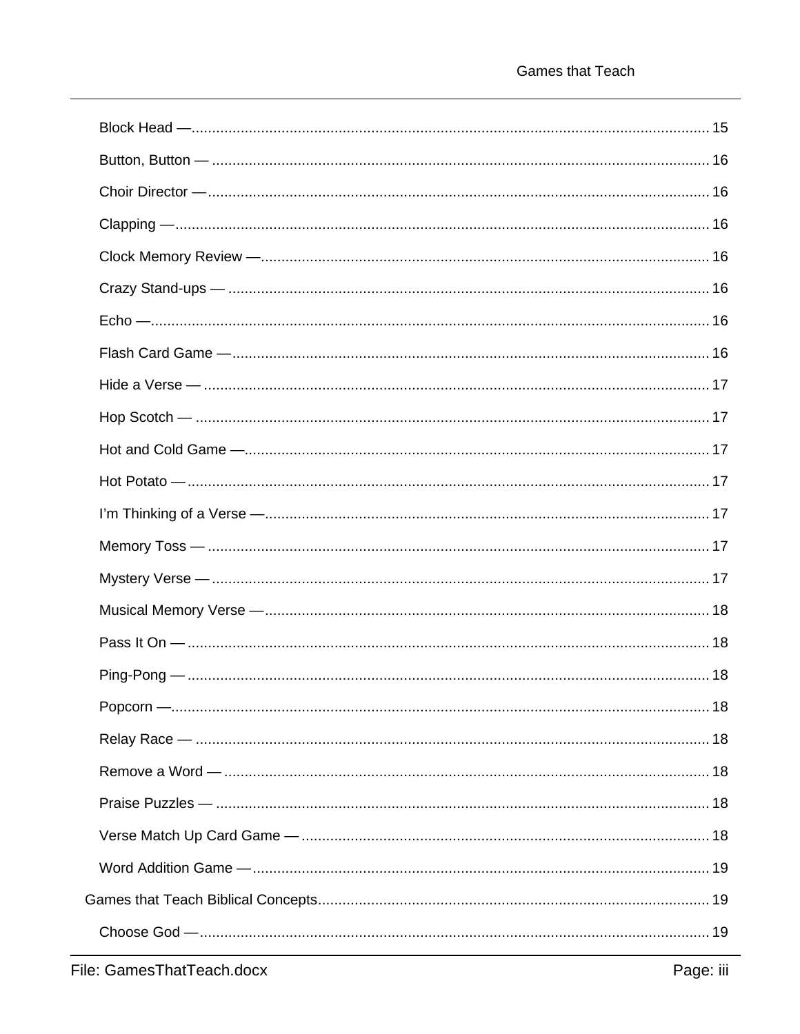Block Head — 15

Button, Button — 16

Choir Director — 16

Clapping — 16

Clock Memory Review — 16

Crazy Stand-ups — 16

Echo — 16

Flash Card Game — 16

Hide a Verse — 17

Hop Scotch — 17

Hot and Cold Game — 17

Hot Potato — 17

I'm Thinking of a Verse — 17

Memory Toss — 17

Mystery Verse — 17

Musical Memory Verse — 18

Pass It On — 18

Ping-Pong — 18

Popcorn — 18

Relay Race — 18

Remove a Word — 18

Praise Puzzles — 18

Verse Match Up Card Game — 18

Word Addition Game — 19

Games that Teach Biblical Concepts 19

Choose God — 19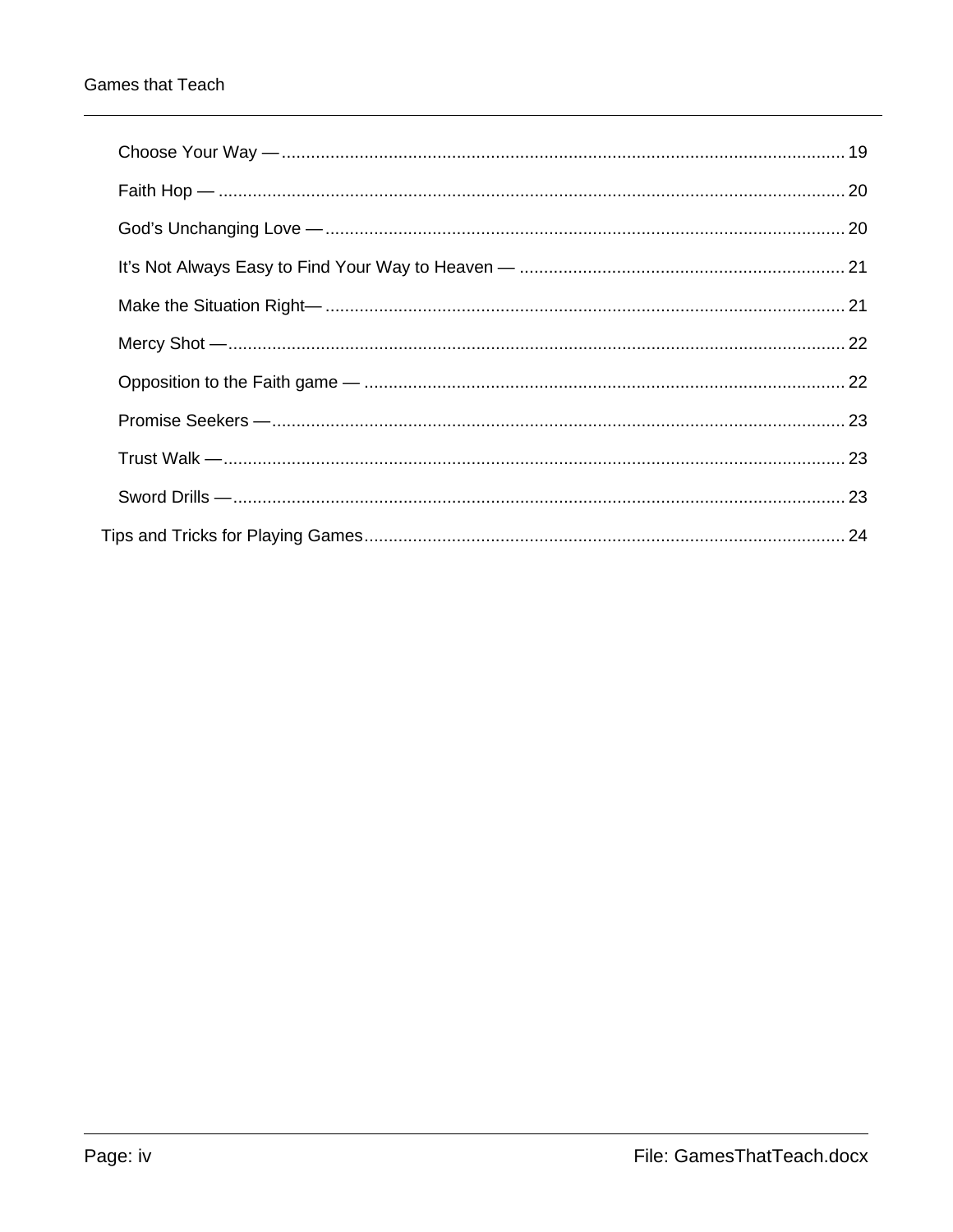Choose Your Way — 19

Faith Hop — 20

God's Unchanging Love — 20

It's Not Always Easy to Find Your Way to Heaven — 21

Make the Situation Right— 21

Mercy Shot — 22

Opposition to the Faith game — 22

Promise Seekers — 23

Trust Walk — 23

Sword Drills — 23

Tips and Tricks for Playing Games 24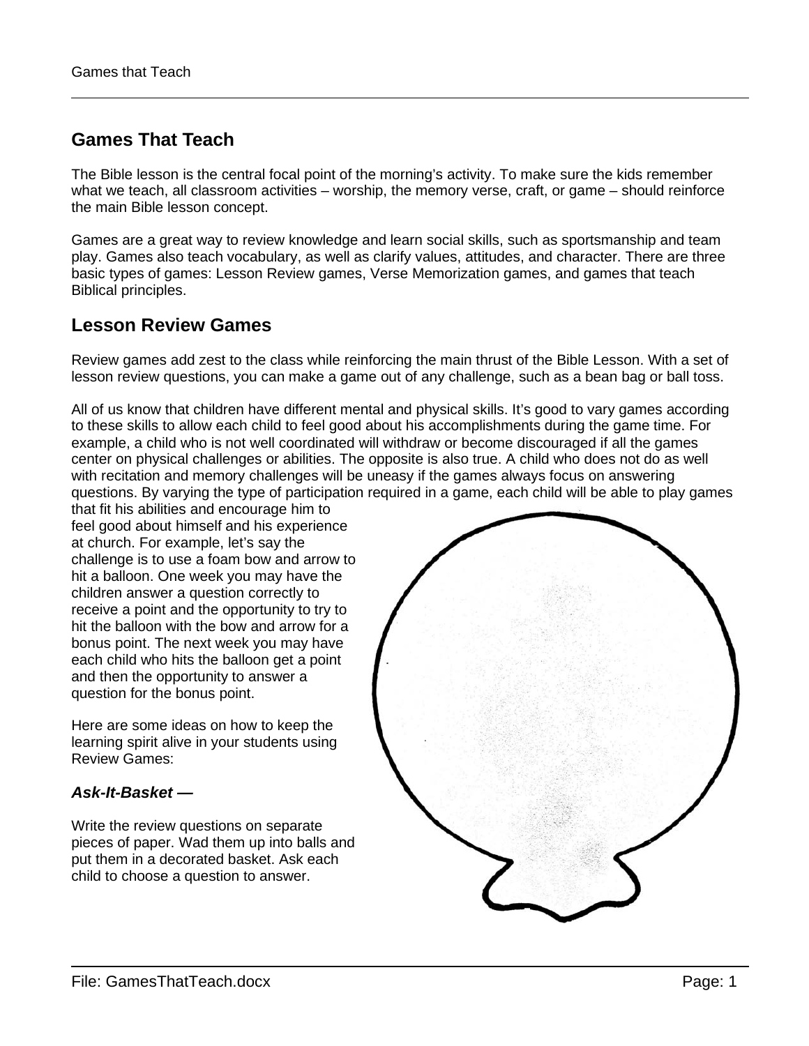## Games That Teach

The Bible lesson is the central focal point of the morning's activity. To make sure the kids remember what we teach, all classroom activities – worship, the memory verse, craft, or game – should reinforce the main Bible lesson concept.

Games are a great way to review knowledge and learn social skills, such as sportsmanship and team play. Games also teach vocabulary, as well as clarify values, attitudes, and character. There are three basic types of games: Lesson Review games, Verse Memorization games, and games that teach Biblical principles.

## Lesson Review Games

Review games add zest to the class while reinforcing the main thrust of the Bible Lesson. With a set of lesson review questions, you can make a game out of any challenge, such as a bean bag or ball toss.

All of us know that children have different mental and physical skills. It's good to vary games according to these skills to allow each child to feel good about his accomplishments during the game time. For example, a child who is not well coordinated will withdraw or become discouraged if all the games center on physical challenges or abilities. The opposite is also true. A child who does not do as well with recitation and memory challenges will be uneasy if the games always focus on answering questions. By varying the type of participation required in a game, each child will be able to play games that fit his abilities and encourage him to feel good about himself and his experience at church. For example, let's say the challenge is to use a foam bow and arrow to hit a balloon. One week you may have the children answer a question correctly to receive a point and the opportunity to try to hit the balloon with the bow and arrow for a bonus point. The next week you may have each child who hits the balloon get a point and then the opportunity to answer a question for the bonus point.

Here are some ideas on how to keep the learning spirit alive in your students using Review Games:

### *Ask-It-Basket —*

Write the review questions on separate pieces of paper. Wad them up into balls and put them in a decorated basket. Ask each child to choose a question to answer.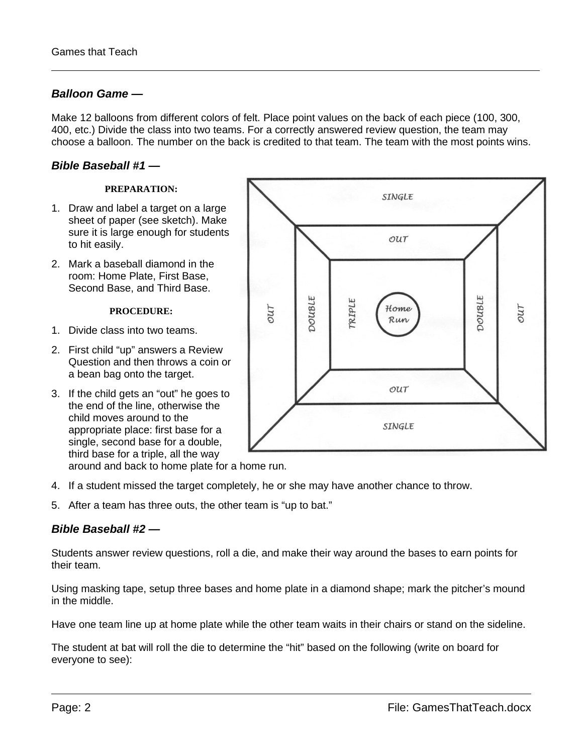### *Balloon Game —*

Make 12 balloons from different colors of felt. Place point values on the back of each piece (100, 300, 400, etc.) Divide the class into two teams. For a correctly answered review question, the team may choose a balloon. The number on the back is credited to that team. The team with the most points wins.

### *Bible Baseball #1 —*

**PREPARATION:**

1. Draw and label a target on a large sheet of paper (see sketch). Make sure it is large enough for students to hit easily.
2. Mark a baseball diamond in the room: Home Plate, First Base, Second Base, and Third Base.

**PROCEDURE:**

1. Divide class into two teams.
2. First child "up" answers a Review Question and then throws a coin or a bean bag onto the target.
3. If the child gets an "out" he goes to the end of the line, otherwise the child moves around to the appropriate place: first base for a single, second base for a double, third base for a triple, all the way around and back to home plate for a home run.
4. If a student missed the target completely, he or she may have another chance to throw.
5. After a team has three outs, the other team is "up to bat."

### *Bible Baseball #2 —*

Students answer review questions, roll a die, and make their way around the bases to earn points for their team.

Using masking tape, setup three bases and home plate in a diamond shape; mark the pitcher's mound in the middle.

Have one team line up at home plate while the other team waits in their chairs or stand on the sideline.

The student at bat will roll the die to determine the "hit" based on the following (write on board for everyone to see):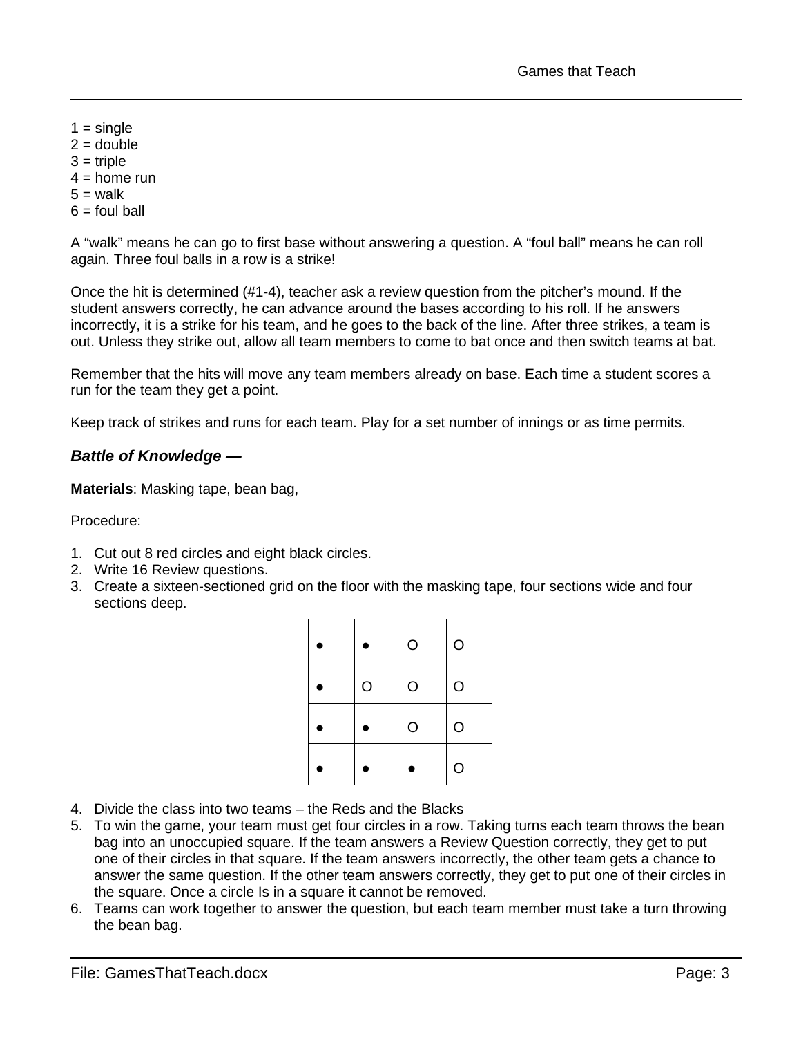1 = single
2 = double
3 = triple
4 = home run
5 = walk
6 = foul ball

A “walk” means he can go to first base without answering a question. A “foul ball” means he can roll again. Three foul balls in a row is a strike!

Once the hit is determined (#1-4), teacher ask a review question from the pitcher’s mound. If the student answers correctly, he can advance around the bases according to his roll. If he answers incorrectly, it is a strike for his team, and he goes to the back of the line. After three strikes, a team is out. Unless they strike out, allow all team members to come to bat once and then switch teams at bat.

Remember that the hits will move any team members already on base. Each time a student scores a run for the team they get a point.

Keep track of strikes and runs for each team. Play for a set number of innings or as time permits.

### *Battle of Knowledge —*

**Materials**: Masking tape, bean bag,

Procedure:

1. Cut out 8 red circles and eight black circles.
2. Write 16 Review questions.
3. Create a sixteen-sectioned grid on the floor with the masking tape, four sections wide and four sections deep.

| | | | |
|---|---|---|---|
| ● | ● | O | O |
| ● | O | O | O |
| ● | ● | O | O |
| ● | ● | ● | O |

4. Divide the class into two teams – the Reds and the Blacks
5. To win the game, your team must get four circles in a row. Taking turns each team throws the bean bag into an unoccupied square. If the team answers a Review Question correctly, they get to put one of their circles in that square. If the team answers incorrectly, the other team gets a chance to answer the same question. If the other team answers correctly, they get to put one of their circles in the square. Once a circle Is in a square it cannot be removed.
6. Teams can work together to answer the question, but each team member must take a turn throwing the bean bag.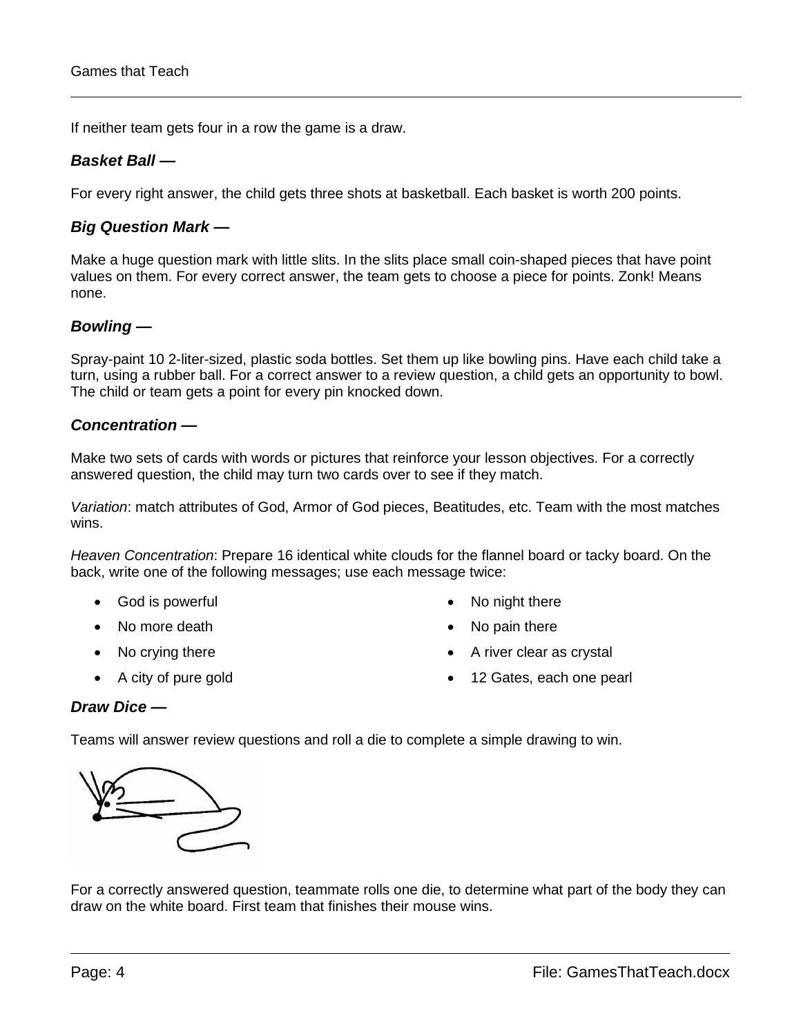If neither team gets four in a row the game is a draw.

### *Basket Ball —*

For every right answer, the child gets three shots at basketball. Each basket is worth 200 points.

### *Big Question Mark —*

Make a huge question mark with little slits. In the slits place small coin-shaped pieces that have point values on them. For every correct answer, the team gets to choose a piece for points. Zonk! Means none.

### *Bowling —*

Spray-paint 10 2-liter-sized, plastic soda bottles. Set them up like bowling pins. Have each child take a turn, using a rubber ball. For a correct answer to a review question, a child gets an opportunity to bowl. The child or team gets a point for every pin knocked down.

### *Concentration —*

Make two sets of cards with words or pictures that reinforce your lesson objectives. For a correctly answered question, the child may turn two cards over to see if they match.

*Variation*: match attributes of God, Armor of God pieces, Beatitudes, etc. Team with the most matches wins.

*Heaven Concentration*: Prepare 16 identical white clouds for the flannel board or tacky board. On the back, write one of the following messages; use each message twice:

- God is powerful
- No more death
- No crying there
- A city of pure gold
- No night there
- No pain there
- A river clear as crystal
- 12 Gates, each one pearl

### *Draw Dice —*

Teams will answer review questions and roll a die to complete a simple drawing to win.

For a correctly answered question, teammate rolls one die, to determine what part of the body they can draw on the white board. First team that finishes their mouse wins.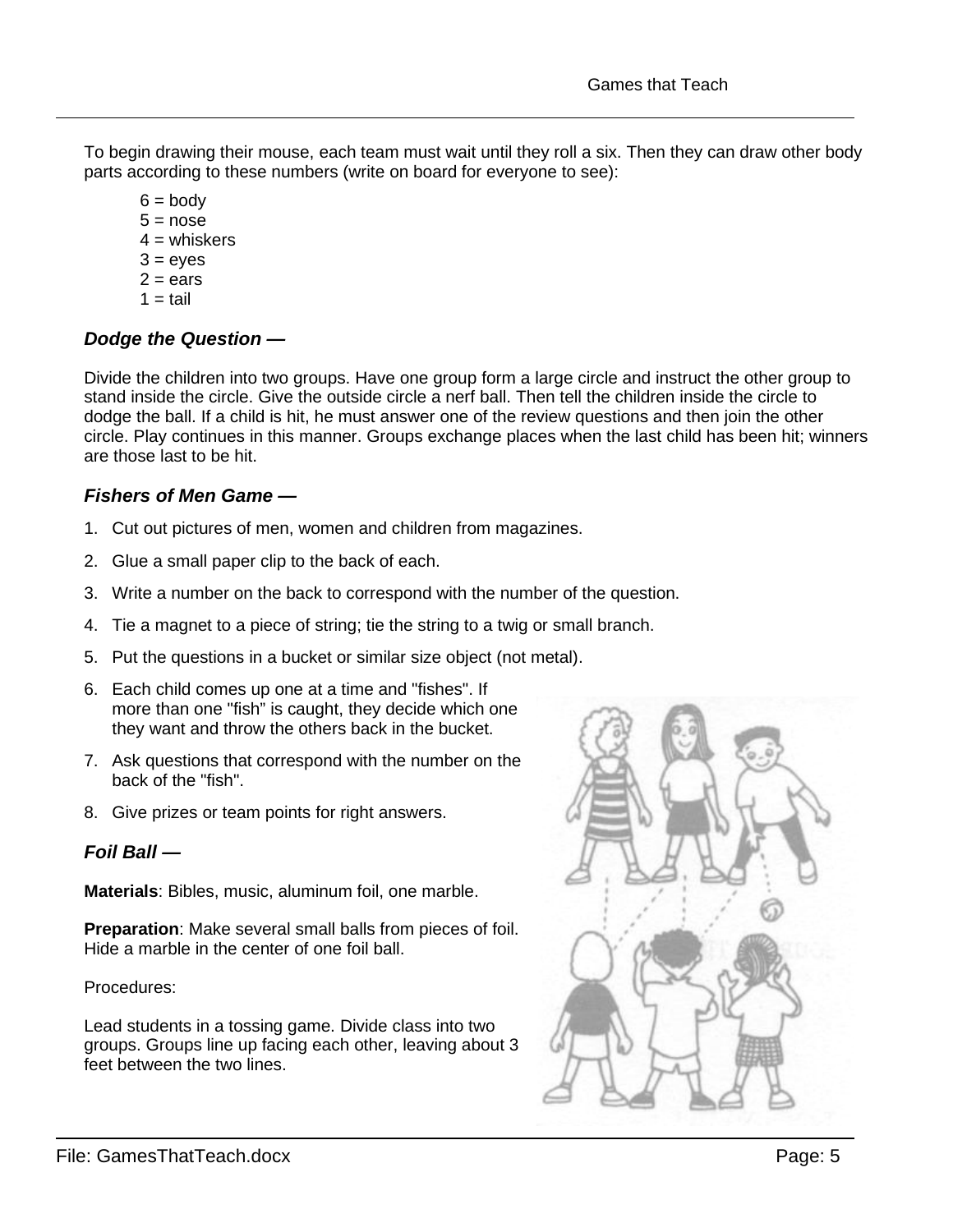To begin drawing their mouse, each team must wait until they roll a six. Then they can draw other body parts according to these numbers (write on board for everyone to see):

6 = body
5 = nose
4 = whiskers
3 = eyes
2 = ears
1 = tail

### *Dodge the Question —*

Divide the children into two groups. Have one group form a large circle and instruct the other group to stand inside the circle. Give the outside circle a nerf ball. Then tell the children inside the circle to dodge the ball. If a child is hit, he must answer one of the review questions and then join the other circle. Play continues in this manner. Groups exchange places when the last child has been hit; winners are those last to be hit.

### *Fishers of Men Game —*

1. Cut out pictures of men, women and children from magazines.
2. Glue a small paper clip to the back of each.
3. Write a number on the back to correspond with the number of the question.
4. Tie a magnet to a piece of string; tie the string to a twig or small branch.
5. Put the questions in a bucket or similar size object (not metal).
6. Each child comes up one at a time and "fishes". If more than one "fish" is caught, they decide which one they want and throw the others back in the bucket.
7. Ask questions that correspond with the number on the back of the "fish".
8. Give prizes or team points for right answers.

### *Foil Ball —*

**Materials**: Bibles, music, aluminum foil, one marble.

**Preparation**: Make several small balls from pieces of foil. Hide a marble in the center of one foil ball.

Procedures:

Lead students in a tossing game. Divide class into two groups. Groups line up facing each other, leaving about 3 feet between the two lines.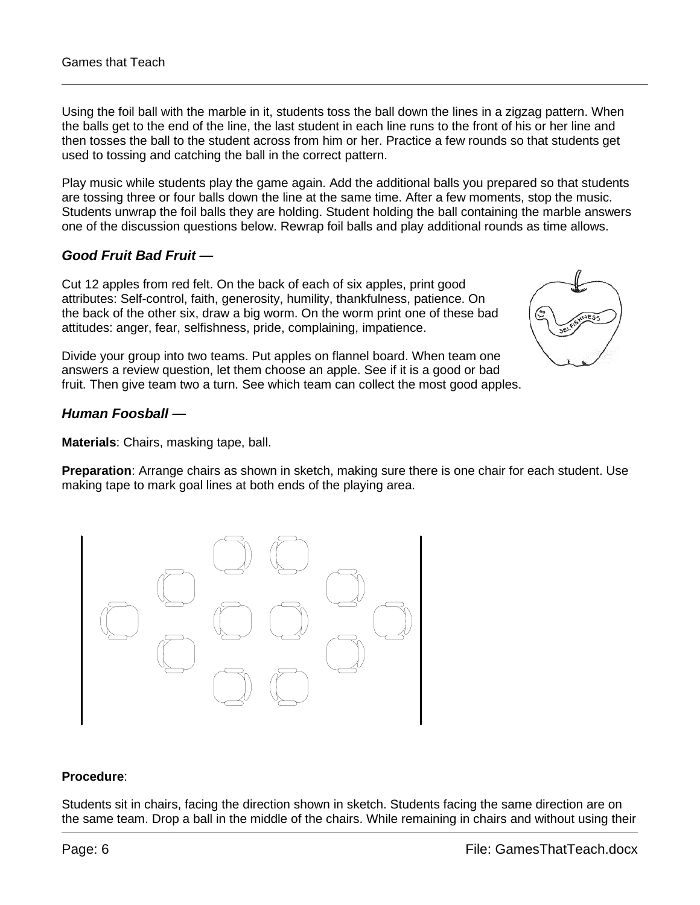Using the foil ball with the marble in it, students toss the ball down the lines in a zigzag pattern. When the balls get to the end of the line, the last student in each line runs to the front of his or her line and then tosses the ball to the student across from him or her. Practice a few rounds so that students get used to tossing and catching the ball in the correct pattern.

Play music while students play the game again. Add the additional balls you prepared so that students are tossing three or four balls down the line at the same time. After a few moments, stop the music. Students unwrap the foil balls they are holding. Student holding the ball containing the marble answers one of the discussion questions below. Rewrap foil balls and play additional rounds as time allows.

### *Good Fruit Bad Fruit —*

Cut 12 apples from red felt. On the back of each of six apples, print good attributes: Self-control, faith, generosity, humility, thankfulness, patience. On the back of the other six, draw a big worm. On the worm print one of these bad attitudes: anger, fear, selfishness, pride, complaining, impatience.

Divide your group into two teams. Put apples on flannel board. When team one answers a review question, let them choose an apple. See if it is a good or bad fruit. Then give team two a turn. See which team can collect the most good apples.

### *Human Foosball —*

**Materials**: Chairs, masking tape, ball.

**Preparation**: Arrange chairs as shown in sketch, making sure there is one chair for each student. Use making tape to mark goal lines at both ends of the playing area.

**Procedure**:

Students sit in chairs, facing the direction shown in sketch. Students facing the same direction are on the same team. Drop a ball in the middle of the chairs. While remaining in chairs and without using their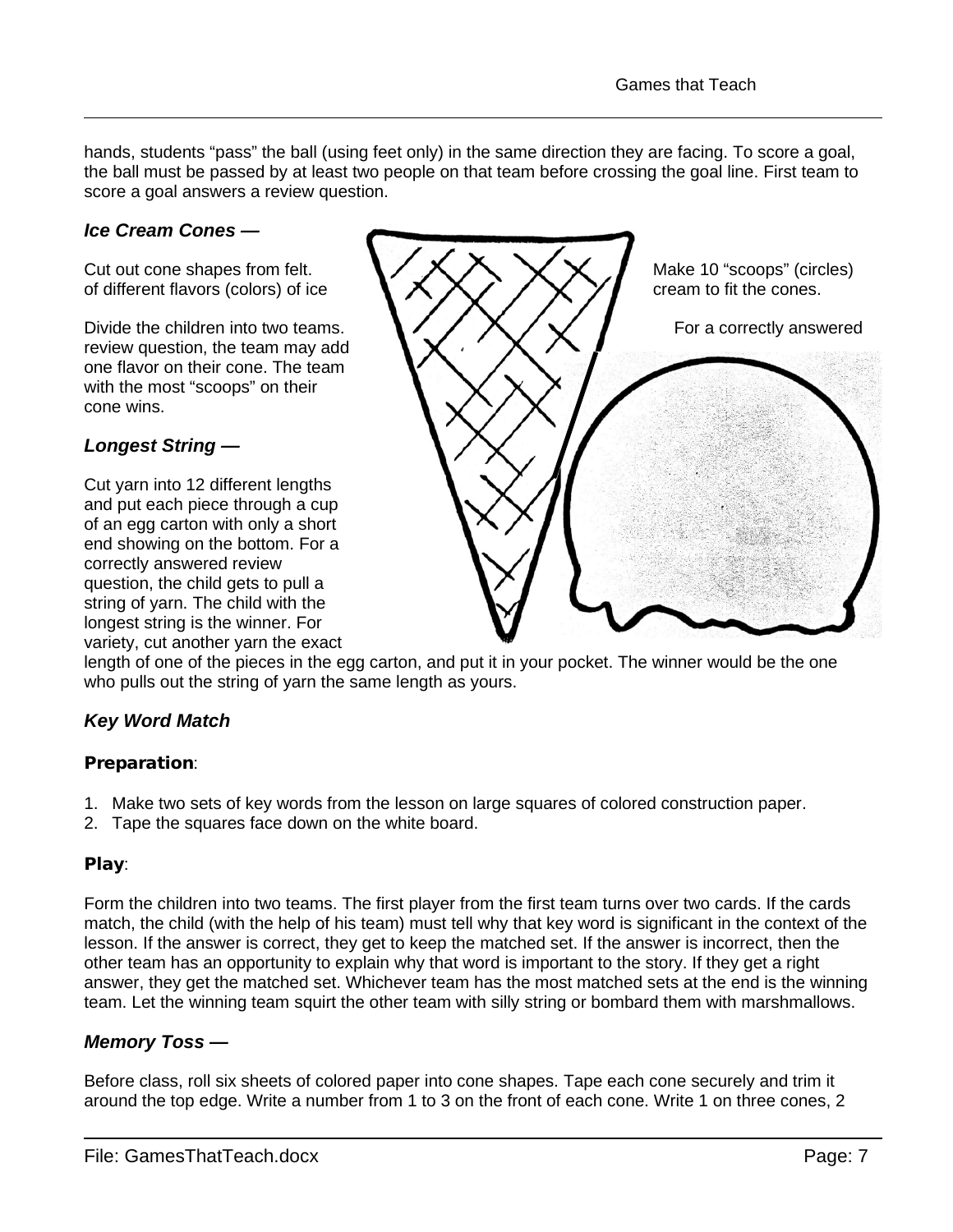hands, students "pass" the ball (using feet only) in the same direction they are facing. To score a goal, the ball must be passed by at least two people on that team before crossing the goal line. First team to score a goal answers a review question.

### *Ice Cream Cones —*

Cut out cone shapes from felt. Make 10 "scoops" (circles) of different flavors (colors) of ice cream to fit the cones.

Divide the children into two teams. For a correctly answered review question, the team may add one flavor on their cone. The team with the most "scoops" on their cone wins.

### *Longest String —*

Cut yarn into 12 different lengths and put each piece through a cup of an egg carton with only a short end showing on the bottom. For a correctly answered review question, the child gets to pull a string of yarn. The child with the longest string is the winner. For variety, cut another yarn the exact length of one of the pieces in the egg carton, and put it in your pocket. The winner would be the one who pulls out the string of yarn the same length as yours.

### *Key Word Match*

**Preparation**:

1. Make two sets of key words from the lesson on large squares of colored construction paper.
2. Tape the squares face down on the white board.

**Play**:

Form the children into two teams. The first player from the first team turns over two cards. If the cards match, the child (with the help of his team) must tell why that key word is significant in the context of the lesson. If the answer is correct, they get to keep the matched set. If the answer is incorrect, then the other team has an opportunity to explain why that word is important to the story. If they get a right answer, they get the matched set. Whichever team has the most matched sets at the end is the winning team. Let the winning team squirt the other team with silly string or bombard them with marshmallows.

### *Memory Toss —*

Before class, roll six sheets of colored paper into cone shapes. Tape each cone securely and trim it around the top edge. Write a number from 1 to 3 on the front of each cone. Write 1 on three cones, 2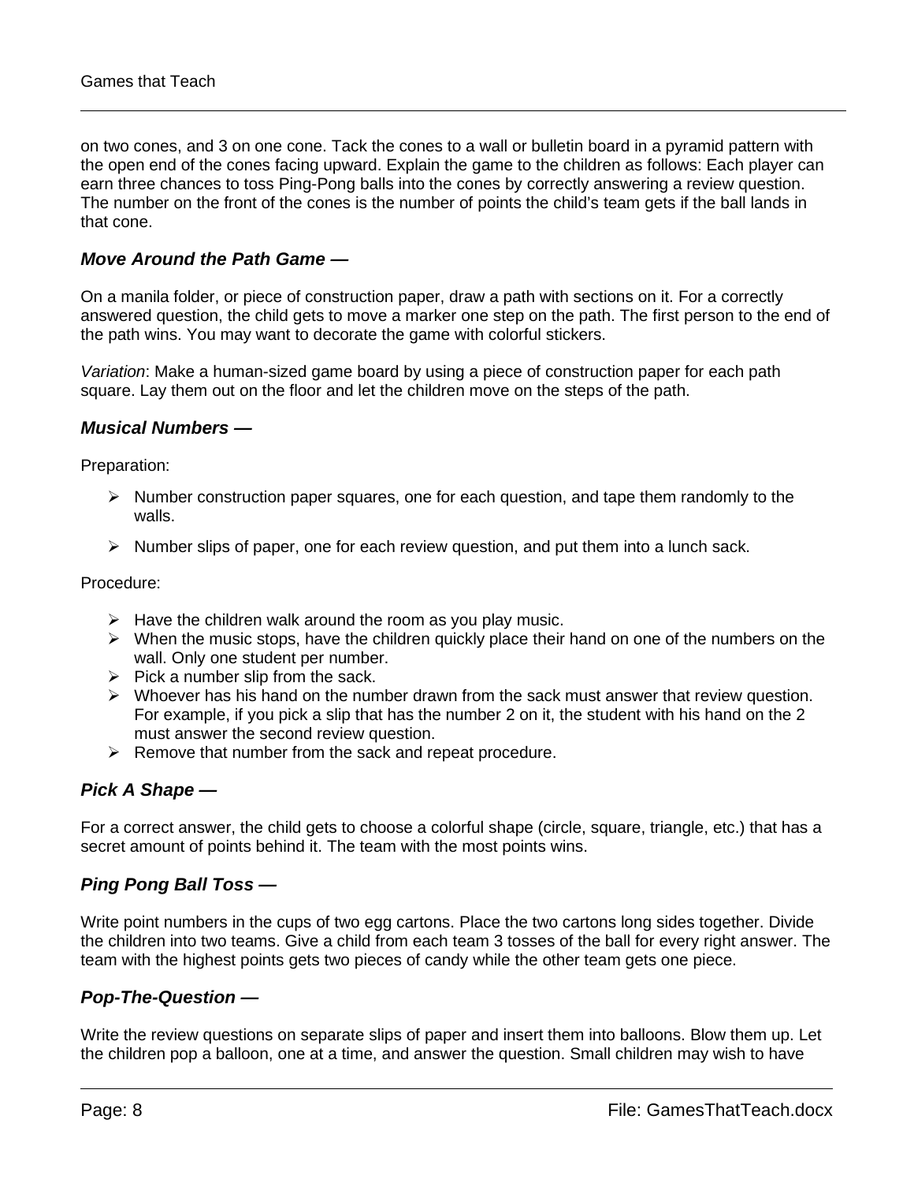on two cones, and 3 on one cone. Tack the cones to a wall or bulletin board in a pyramid pattern with the open end of the cones facing upward. Explain the game to the children as follows: Each player can earn three chances to toss Ping-Pong balls into the cones by correctly answering a review question. The number on the front of the cones is the number of points the child's team gets if the ball lands in that cone.

### *Move Around the Path Game —*

On a manila folder, or piece of construction paper, draw a path with sections on it. For a correctly answered question, the child gets to move a marker one step on the path. The first person to the end of the path wins. You may want to decorate the game with colorful stickers.

*Variation*: Make a human-sized game board by using a piece of construction paper for each path square. Lay them out on the floor and let the children move on the steps of the path.

### *Musical Numbers —*

Preparation:

- Number construction paper squares, one for each question, and tape them randomly to the walls.
- Number slips of paper, one for each review question, and put them into a lunch sack.

Procedure:

- Have the children walk around the room as you play music.
- When the music stops, have the children quickly place their hand on one of the numbers on the wall. Only one student per number.
- Pick a number slip from the sack.
- Whoever has his hand on the number drawn from the sack must answer that review question. For example, if you pick a slip that has the number 2 on it, the student with his hand on the 2 must answer the second review question.
- Remove that number from the sack and repeat procedure.

### *Pick A Shape —*

For a correct answer, the child gets to choose a colorful shape (circle, square, triangle, etc.) that has a secret amount of points behind it. The team with the most points wins.

### *Ping Pong Ball Toss —*

Write point numbers in the cups of two egg cartons. Place the two cartons long sides together. Divide the children into two teams. Give a child from each team 3 tosses of the ball for every right answer. The team with the highest points gets two pieces of candy while the other team gets one piece.

### *Pop-The-Question —*

Write the review questions on separate slips of paper and insert them into balloons. Blow them up. Let the children pop a balloon, one at a time, and answer the question. Small children may wish to have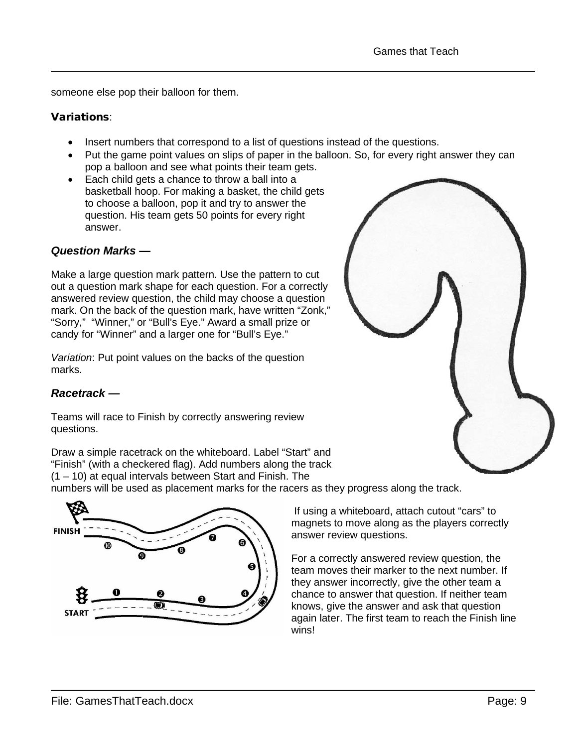someone else pop their balloon for them.

**Variations**:

- Insert numbers that correspond to a list of questions instead of the questions.
- Put the game point values on slips of paper in the balloon. So, for every right answer they can pop a balloon and see what points their team gets.
- Each child gets a chance to throw a ball into a basketball hoop. For making a basket, the child gets to choose a balloon, pop it and try to answer the question. His team gets 50 points for every right answer.

### *Question Marks —*

Make a large question mark pattern. Use the pattern to cut out a question mark shape for each question. For a correctly answered review question, the child may choose a question mark. On the back of the question mark, have written "Zonk," "Sorry," "Winner," or "Bull's Eye." Award a small prize or candy for "Winner" and a larger one for "Bull's Eye."

*Variation*: Put point values on the backs of the question marks.

### *Racetrack —*

Teams will race to Finish by correctly answering review questions.

Draw a simple racetrack on the whiteboard. Label "Start" and "Finish" (with a checkered flag). Add numbers along the track (1 – 10) at equal intervals between Start and Finish. The numbers will be used as placement marks for the racers as they progress along the track.

If using a whiteboard, attach cutout "cars" to magnets to move along as the players correctly answer review questions.

For a correctly answered review question, the team moves their marker to the next number. If they answer incorrectly, give the other team a chance to answer that question. If neither team knows, give the answer and ask that question again later. The first team to reach the Finish line wins!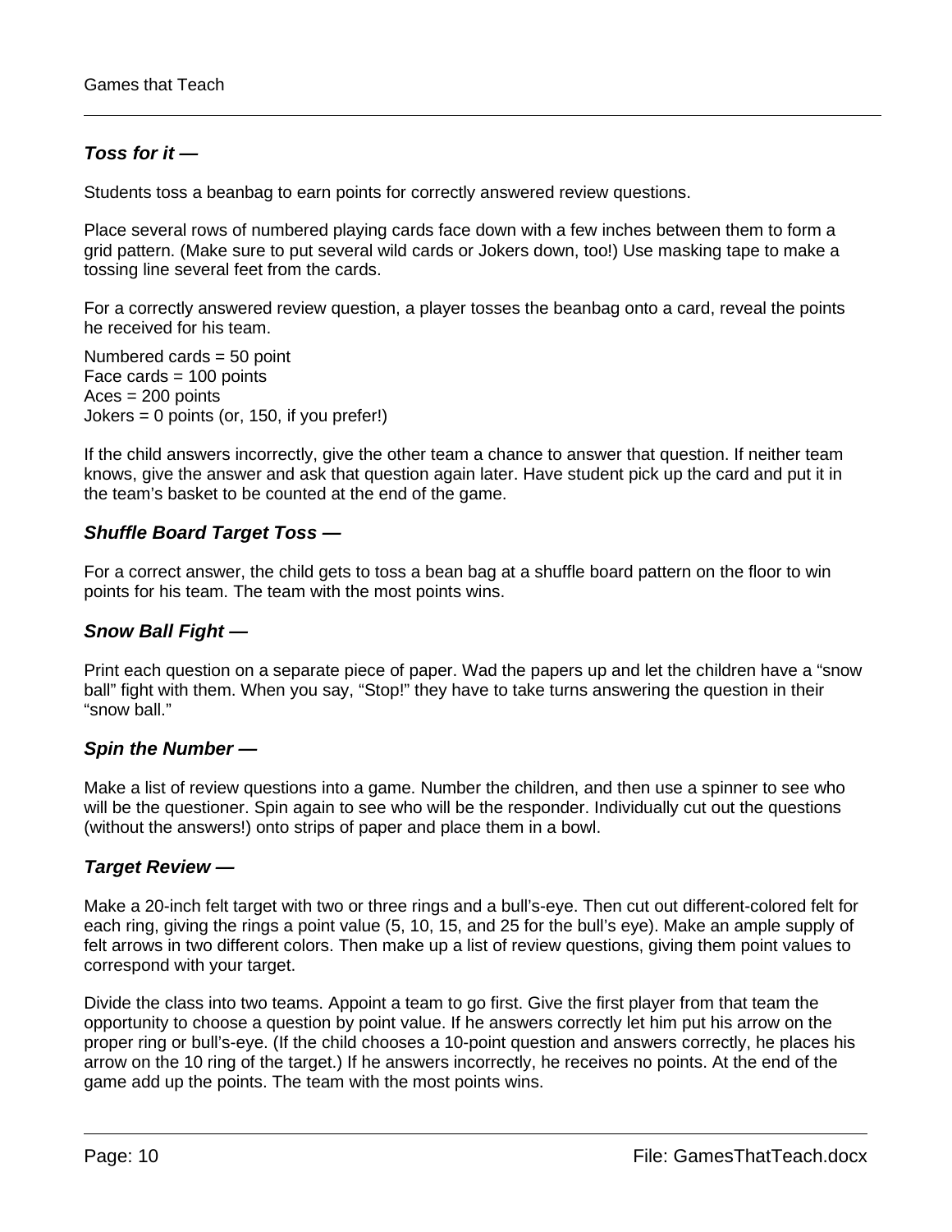### ***Toss for it —***

Students toss a beanbag to earn points for correctly answered review questions.

Place several rows of numbered playing cards face down with a few inches between them to form a grid pattern. (Make sure to put several wild cards or Jokers down, too!) Use masking tape to make a tossing line several feet from the cards.

For a correctly answered review question, a player tosses the beanbag onto a card, reveal the points he received for his team.

Numbered cards = 50 point  
Face cards = 100 points  
Aces = 200 points  
Jokers = 0 points (or, 150, if you prefer!)

If the child answers incorrectly, give the other team a chance to answer that question. If neither team knows, give the answer and ask that question again later. Have student pick up the card and put it in the team's basket to be counted at the end of the game.

### ***Shuffle Board Target Toss —***

For a correct answer, the child gets to toss a bean bag at a shuffle board pattern on the floor to win points for his team. The team with the most points wins.

### ***Snow Ball Fight —***

Print each question on a separate piece of paper. Wad the papers up and let the children have a "snow ball" fight with them. When you say, "Stop!" they have to take turns answering the question in their "snow ball."

### ***Spin the Number —***

Make a list of review questions into a game. Number the children, and then use a spinner to see who will be the questioner. Spin again to see who will be the responder. Individually cut out the questions (without the answers!) onto strips of paper and place them in a bowl.

### ***Target Review —***

Make a 20-inch felt target with two or three rings and a bull's-eye. Then cut out different-colored felt for each ring, giving the rings a point value (5, 10, 15, and 25 for the bull's eye). Make an ample supply of felt arrows in two different colors. Then make up a list of review questions, giving them point values to correspond with your target.

Divide the class into two teams. Appoint a team to go first. Give the first player from that team the opportunity to choose a question by point value. If he answers correctly let him put his arrow on the proper ring or bull's-eye. (If the child chooses a 10-point question and answers correctly, he places his arrow on the 10 ring of the target.) If he answers incorrectly, he receives no points. At the end of the game add up the points. The team with the most points wins.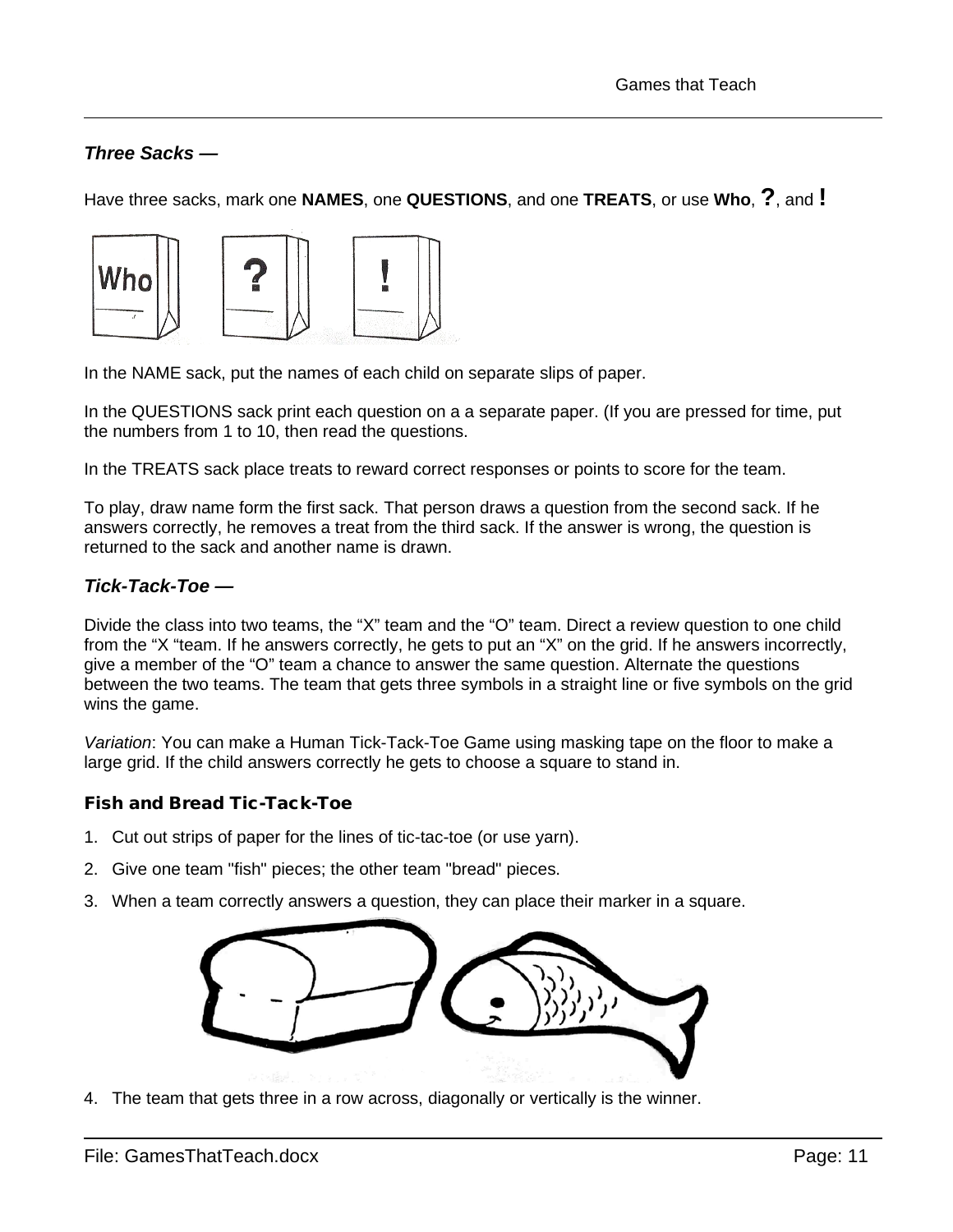### ***Three Sacks —***

Have three sacks, mark one **NAMES**, one **QUESTIONS**, and one **TREATS**, or use **Who**, **?**, and **!**

In the NAME sack, put the names of each child on separate slips of paper.

In the QUESTIONS sack print each question on a a separate paper. (If you are pressed for time, put the numbers from 1 to 10, then read the questions.

In the TREATS sack place treats to reward correct responses or points to score for the team.

To play, draw name form the first sack. That person draws a question from the second sack. If he answers correctly, he removes a treat from the third sack. If the answer is wrong, the question is returned to the sack and another name is drawn.

### ***Tick-Tack-Toe —***

Divide the class into two teams, the “X” team and the “O” team. Direct a review question to one child from the “X “team. If he answers correctly, he gets to put an “X” on the grid. If he answers incorrectly, give a member of the “O” team a chance to answer the same question. Alternate the questions between the two teams. The team that gets three symbols in a straight line or five symbols on the grid wins the game.

*Variation*: You can make a Human Tick-Tack-Toe Game using masking tape on the floor to make a large grid. If the child answers correctly he gets to choose a square to stand in.

#### **Fish and Bread Tic-Tack-Toe**

1. Cut out strips of paper for the lines of tic-tac-toe (or use yarn).
2. Give one team "fish" pieces; the other team "bread" pieces.
3. When a team correctly answers a question, they can place their marker in a square.
4. The team that gets three in a row across, diagonally or vertically is the winner.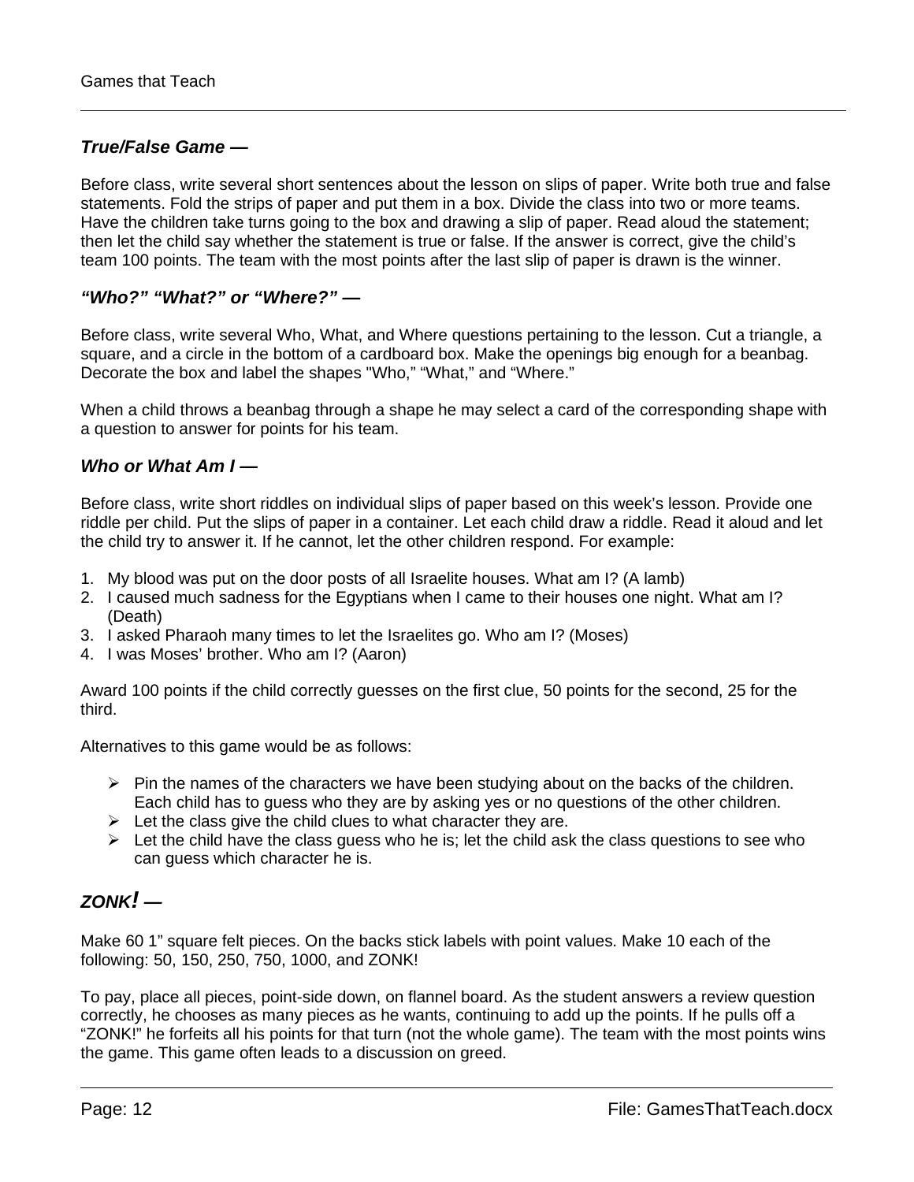### *True/False Game —*

Before class, write several short sentences about the lesson on slips of paper. Write both true and false statements. Fold the strips of paper and put them in a box. Divide the class into two or more teams. Have the children take turns going to the box and drawing a slip of paper. Read aloud the statement; then let the child say whether the statement is true or false. If the answer is correct, give the child's team 100 points. The team with the most points after the last slip of paper is drawn is the winner.

### *"Who?" "What?" or "Where?" —*

Before class, write several Who, What, and Where questions pertaining to the lesson. Cut a triangle, a square, and a circle in the bottom of a cardboard box. Make the openings big enough for a beanbag. Decorate the box and label the shapes "Who," "What," and "Where."

When a child throws a beanbag through a shape he may select a card of the corresponding shape with a question to answer for points for his team.

### *Who or What Am I —*

Before class, write short riddles on individual slips of paper based on this week's lesson. Provide one riddle per child. Put the slips of paper in a container. Let each child draw a riddle. Read it aloud and let the child try to answer it. If he cannot, let the other children respond. For example:

1. My blood was put on the door posts of all Israelite houses. What am I? (A lamb)
2. I caused much sadness for the Egyptians when I came to their houses one night. What am I? (Death)
3. I asked Pharaoh many times to let the Israelites go. Who am I? (Moses)
4. I was Moses' brother. Who am I? (Aaron)

Award 100 points if the child correctly guesses on the first clue, 50 points for the second, 25 for the third.

Alternatives to this game would be as follows:

- Pin the names of the characters we have been studying about on the backs of the children. Each child has to guess who they are by asking yes or no questions of the other children.
- Let the class give the child clues to what character they are.
- Let the child have the class guess who he is; let the child ask the class questions to see who can guess which character he is.

## *ZONK! —*

Make 60 1" square felt pieces. On the backs stick labels with point values. Make 10 each of the following: 50, 150, 250, 750, 1000, and ZONK!

To pay, place all pieces, point-side down, on flannel board. As the student answers a review question correctly, he chooses as many pieces as he wants, continuing to add up the points. If he pulls off a "ZONK!" he forfeits all his points for that turn (not the whole game). The team with the most points wins the game. This game often leads to a discussion on greed.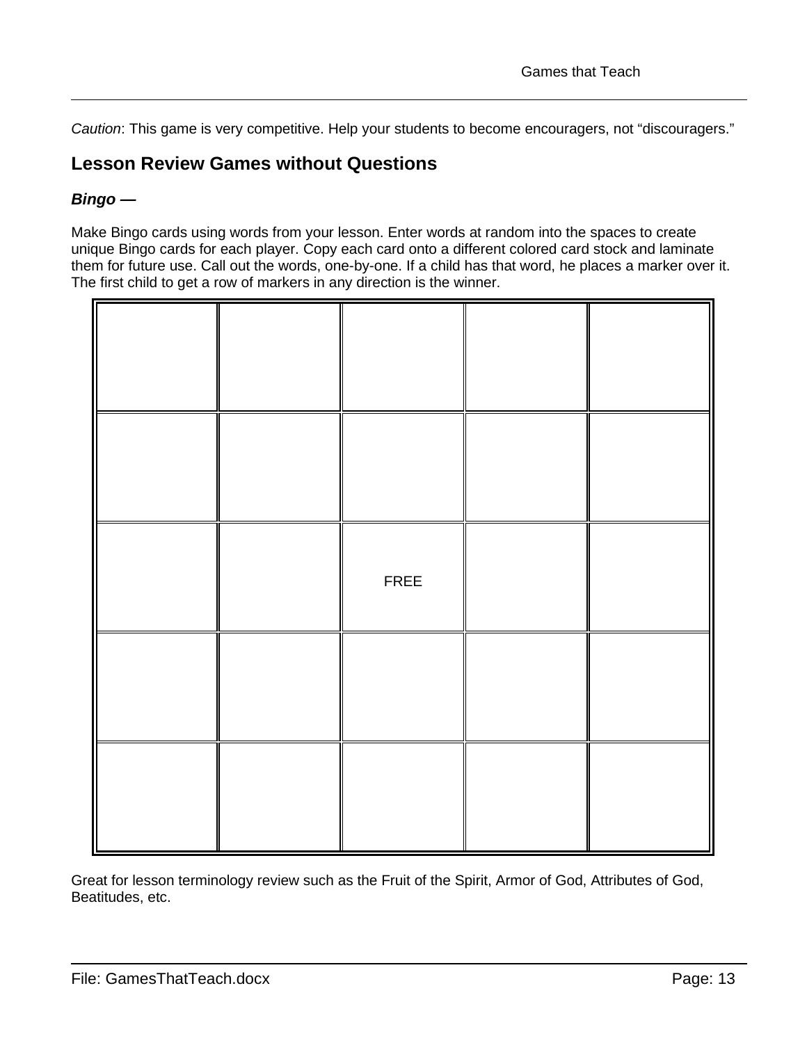*Caution*: This game is very competitive. Help your students to become encouragers, not “discouragers.”

## Lesson Review Games without Questions

### *Bingo —*

Make Bingo cards using words from your lesson. Enter words at random into the spaces to create unique Bingo cards for each player. Copy each card onto a different colored card stock and laminate them for future use. Call out the words, one-by-one. If a child has that word, he places a marker over it. The first child to get a row of markers in any direction is the winner.

| | | | | |
|---|---|---|---|---|
| | | | | |
| | | | | |
| | | FREE | | |
| | | | | |
| | | | | |

Great for lesson terminology review such as the Fruit of the Spirit, Armor of God, Attributes of God, Beatitudes, etc.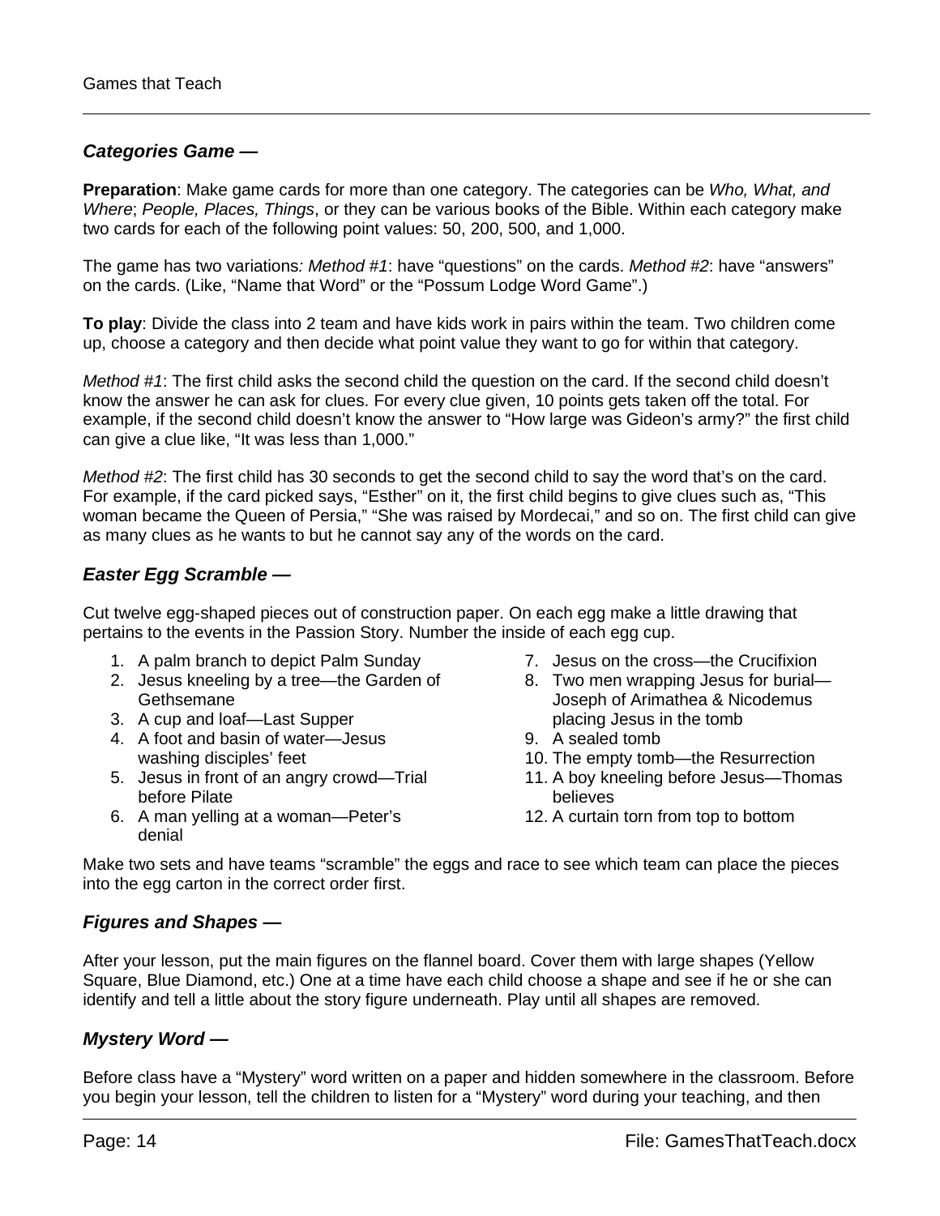### *Categories Game —*

**Preparation**: Make game cards for more than one category. The categories can be *Who, What, and Where*; *People, Places, Things*, or they can be various books of the Bible. Within each category make two cards for each of the following point values: 50, 200, 500, and 1,000.

The game has two variations*: Method #1*: have "questions" on the cards. *Method #2*: have "answers" on the cards. (Like, "Name that Word" or the "Possum Lodge Word Game".)

**To play**: Divide the class into 2 team and have kids work in pairs within the team. Two children come up, choose a category and then decide what point value they want to go for within that category.

*Method #1*: The first child asks the second child the question on the card. If the second child doesn't know the answer he can ask for clues. For every clue given, 10 points gets taken off the total. For example, if the second child doesn't know the answer to "How large was Gideon's army?" the first child can give a clue like, "It was less than 1,000."

*Method #2*: The first child has 30 seconds to get the second child to say the word that's on the card. For example, if the card picked says, "Esther" on it, the first child begins to give clues such as, "This woman became the Queen of Persia," "She was raised by Mordecai," and so on. The first child can give as many clues as he wants to but he cannot say any of the words on the card.

### *Easter Egg Scramble —*

Cut twelve egg-shaped pieces out of construction paper. On each egg make a little drawing that pertains to the events in the Passion Story. Number the inside of each egg cup.

1. A palm branch to depict Palm Sunday
2. Jesus kneeling by a tree—the Garden of Gethsemane
3. A cup and loaf—Last Supper
4. A foot and basin of water—Jesus washing disciples' feet
5. Jesus in front of an angry crowd—Trial before Pilate
6. A man yelling at a woman—Peter's denial
7. Jesus on the cross—the Crucifixion
8. Two men wrapping Jesus for burial—Joseph of Arimathea & Nicodemus placing Jesus in the tomb
9. A sealed tomb
10. The empty tomb—the Resurrection
11. A boy kneeling before Jesus—Thomas believes
12. A curtain torn from top to bottom

Make two sets and have teams "scramble" the eggs and race to see which team can place the pieces into the egg carton in the correct order first.

### *Figures and Shapes —*

After your lesson, put the main figures on the flannel board. Cover them with large shapes (Yellow Square, Blue Diamond, etc.) One at a time have each child choose a shape and see if he or she can identify and tell a little about the story figure underneath. Play until all shapes are removed.

### *Mystery Word —*

Before class have a "Mystery" word written on a paper and hidden somewhere in the classroom. Before you begin your lesson, tell the children to listen for a "Mystery" word during your teaching, and then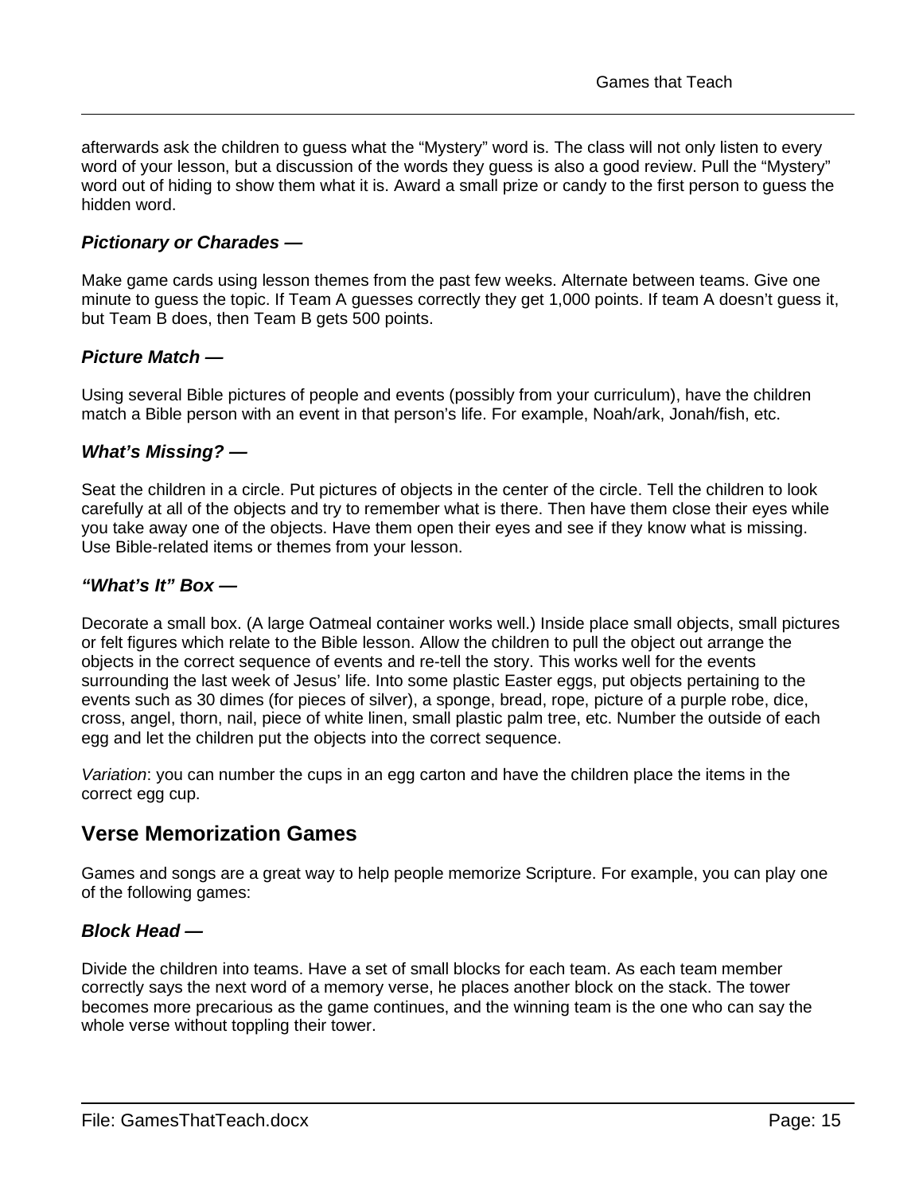afterwards ask the children to guess what the "Mystery" word is. The class will not only listen to every word of your lesson, but a discussion of the words they guess is also a good review. Pull the "Mystery" word out of hiding to show them what it is. Award a small prize or candy to the first person to guess the hidden word.

### *Pictionary or Charades —*

Make game cards using lesson themes from the past few weeks. Alternate between teams. Give one minute to guess the topic. If Team A guesses correctly they get 1,000 points. If team A doesn't guess it, but Team B does, then Team B gets 500 points.

### *Picture Match —*

Using several Bible pictures of people and events (possibly from your curriculum), have the children match a Bible person with an event in that person's life. For example, Noah/ark, Jonah/fish, etc.

### *What's Missing? —*

Seat the children in a circle. Put pictures of objects in the center of the circle. Tell the children to look carefully at all of the objects and try to remember what is there. Then have them close their eyes while you take away one of the objects. Have them open their eyes and see if they know what is missing. Use Bible-related items or themes from your lesson.

### *"What's It" Box —*

Decorate a small box. (A large Oatmeal container works well.) Inside place small objects, small pictures or felt figures which relate to the Bible lesson. Allow the children to pull the object out arrange the objects in the correct sequence of events and re-tell the story. This works well for the events surrounding the last week of Jesus' life. Into some plastic Easter eggs, put objects pertaining to the events such as 30 dimes (for pieces of silver), a sponge, bread, rope, picture of a purple robe, dice, cross, angel, thorn, nail, piece of white linen, small plastic palm tree, etc. Number the outside of each egg and let the children put the objects into the correct sequence.

*Variation*: you can number the cups in an egg carton and have the children place the items in the correct egg cup.

## Verse Memorization Games

Games and songs are a great way to help people memorize Scripture. For example, you can play one of the following games:

### *Block Head —*

Divide the children into teams. Have a set of small blocks for each team. As each team member correctly says the next word of a memory verse, he places another block on the stack. The tower becomes more precarious as the game continues, and the winning team is the one who can say the whole verse without toppling their tower.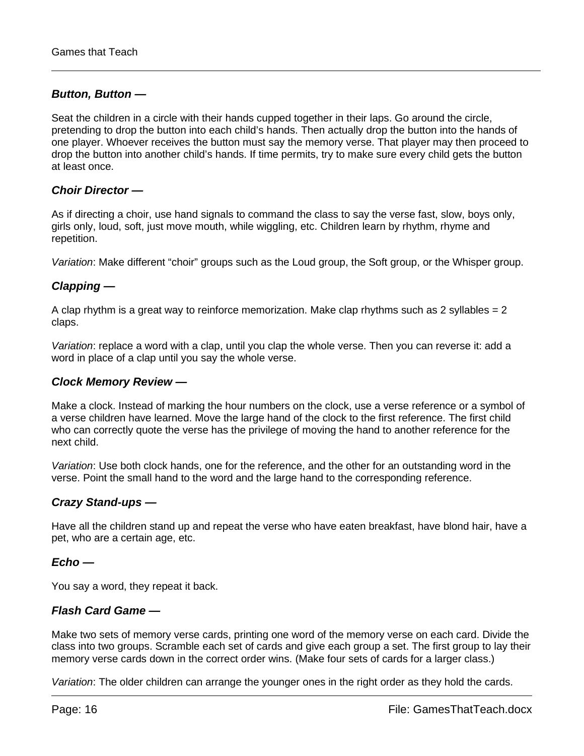### ***Button, Button —***

Seat the children in a circle with their hands cupped together in their laps. Go around the circle, pretending to drop the button into each child's hands. Then actually drop the button into the hands of one player. Whoever receives the button must say the memory verse. That player may then proceed to drop the button into another child's hands. If time permits, try to make sure every child gets the button at least once.

### ***Choir Director —***

As if directing a choir, use hand signals to command the class to say the verse fast, slow, boys only, girls only, loud, soft, just move mouth, while wiggling, etc. Children learn by rhythm, rhyme and repetition.

*Variation*: Make different "choir" groups such as the Loud group, the Soft group, or the Whisper group.

### ***Clapping —***

A clap rhythm is a great way to reinforce memorization. Make clap rhythms such as 2 syllables = 2 claps.

*Variation*: replace a word with a clap, until you clap the whole verse. Then you can reverse it: add a word in place of a clap until you say the whole verse.

### ***Clock Memory Review —***

Make a clock. Instead of marking the hour numbers on the clock, use a verse reference or a symbol of a verse children have learned. Move the large hand of the clock to the first reference. The first child who can correctly quote the verse has the privilege of moving the hand to another reference for the next child.

*Variation*: Use both clock hands, one for the reference, and the other for an outstanding word in the verse. Point the small hand to the word and the large hand to the corresponding reference.

### ***Crazy Stand-ups —***

Have all the children stand up and repeat the verse who have eaten breakfast, have blond hair, have a pet, who are a certain age, etc.

### ***Echo —***

You say a word, they repeat it back.

### ***Flash Card Game —***

Make two sets of memory verse cards, printing one word of the memory verse on each card. Divide the class into two groups. Scramble each set of cards and give each group a set. The first group to lay their memory verse cards down in the correct order wins. (Make four sets of cards for a larger class.)

*Variation*: The older children can arrange the younger ones in the right order as they hold the cards.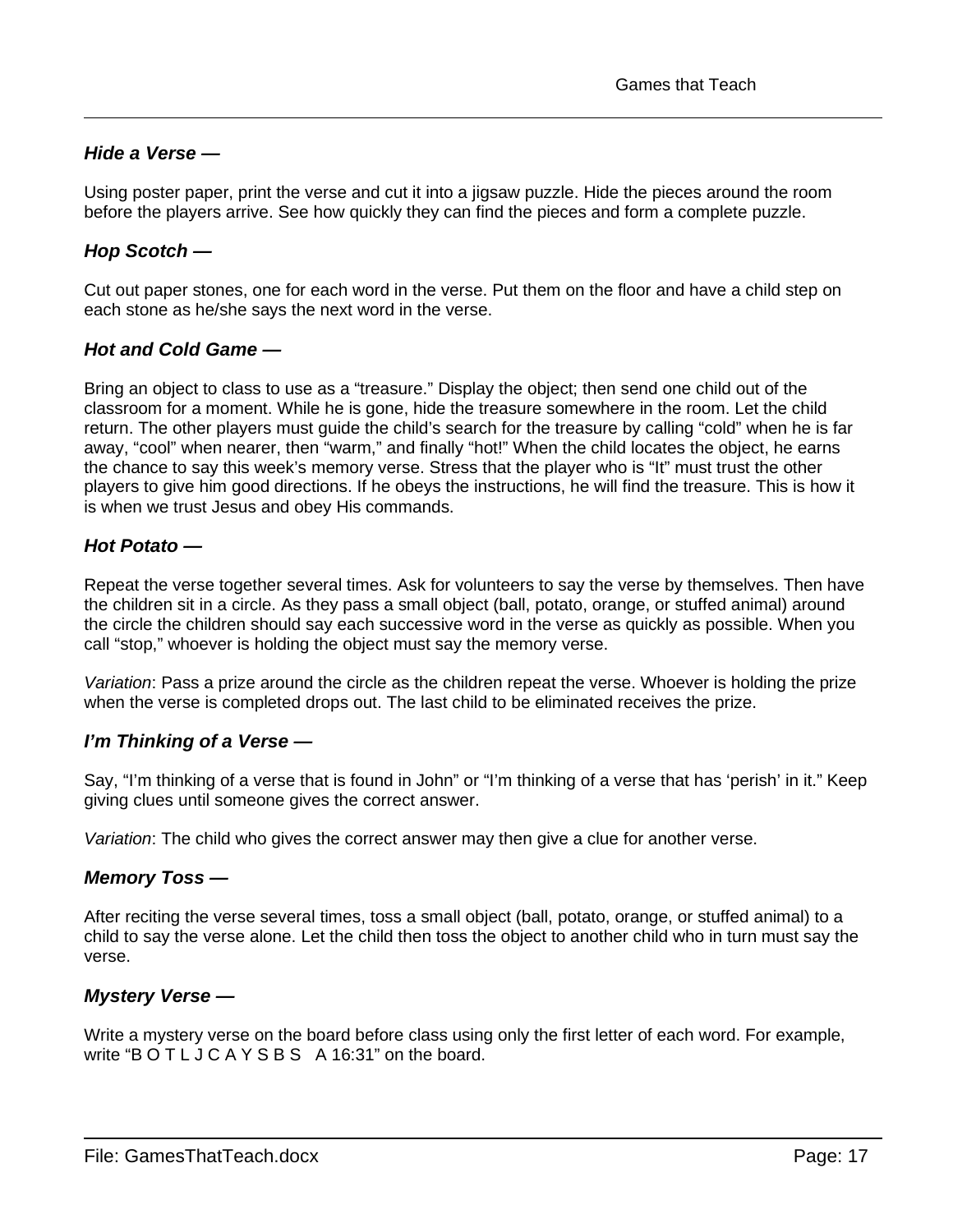### *Hide a Verse —*

Using poster paper, print the verse and cut it into a jigsaw puzzle. Hide the pieces around the room before the players arrive. See how quickly they can find the pieces and form a complete puzzle.

### *Hop Scotch —*

Cut out paper stones, one for each word in the verse. Put them on the floor and have a child step on each stone as he/she says the next word in the verse.

### *Hot and Cold Game —*

Bring an object to class to use as a "treasure." Display the object; then send one child out of the classroom for a moment. While he is gone, hide the treasure somewhere in the room. Let the child return. The other players must guide the child's search for the treasure by calling "cold" when he is far away, "cool" when nearer, then "warm," and finally "hot!" When the child locates the object, he earns the chance to say this week's memory verse. Stress that the player who is "It" must trust the other players to give him good directions. If he obeys the instructions, he will find the treasure. This is how it is when we trust Jesus and obey His commands.

### *Hot Potato —*

Repeat the verse together several times. Ask for volunteers to say the verse by themselves. Then have the children sit in a circle. As they pass a small object (ball, potato, orange, or stuffed animal) around the circle the children should say each successive word in the verse as quickly as possible. When you call "stop," whoever is holding the object must say the memory verse.

*Variation*: Pass a prize around the circle as the children repeat the verse. Whoever is holding the prize when the verse is completed drops out. The last child to be eliminated receives the prize.

### *I'm Thinking of a Verse —*

Say, "I'm thinking of a verse that is found in John" or "I'm thinking of a verse that has 'perish' in it." Keep giving clues until someone gives the correct answer.

*Variation*: The child who gives the correct answer may then give a clue for another verse.

### *Memory Toss —*

After reciting the verse several times, toss a small object (ball, potato, orange, or stuffed animal) to a child to say the verse alone. Let the child then toss the object to another child who in turn must say the verse.

### *Mystery Verse —*

Write a mystery verse on the board before class using only the first letter of each word. For example, write "B O T L J C A Y S B S   A 16:31" on the board.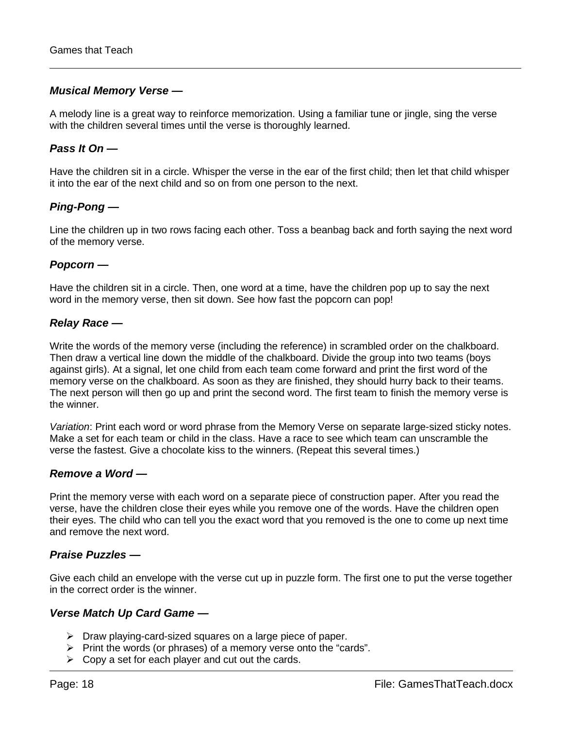### *Musical Memory Verse —*

A melody line is a great way to reinforce memorization. Using a familiar tune or jingle, sing the verse with the children several times until the verse is thoroughly learned.

### *Pass It On —*

Have the children sit in a circle. Whisper the verse in the ear of the first child; then let that child whisper it into the ear of the next child and so on from one person to the next.

### *Ping-Pong —*

Line the children up in two rows facing each other. Toss a beanbag back and forth saying the next word of the memory verse.

### *Popcorn —*

Have the children sit in a circle. Then, one word at a time, have the children pop up to say the next word in the memory verse, then sit down. See how fast the popcorn can pop!

### *Relay Race —*

Write the words of the memory verse (including the reference) in scrambled order on the chalkboard. Then draw a vertical line down the middle of the chalkboard. Divide the group into two teams (boys against girls). At a signal, let one child from each team come forward and print the first word of the memory verse on the chalkboard. As soon as they are finished, they should hurry back to their teams. The next person will then go up and print the second word. The first team to finish the memory verse is the winner.

*Variation*: Print each word or word phrase from the Memory Verse on separate large-sized sticky notes. Make a set for each team or child in the class. Have a race to see which team can unscramble the verse the fastest. Give a chocolate kiss to the winners. (Repeat this several times.)

### *Remove a Word —*

Print the memory verse with each word on a separate piece of construction paper. After you read the verse, have the children close their eyes while you remove one of the words. Have the children open their eyes. The child who can tell you the exact word that you removed is the one to come up next time and remove the next word.

### *Praise Puzzles —*

Give each child an envelope with the verse cut up in puzzle form. The first one to put the verse together in the correct order is the winner.

### *Verse Match Up Card Game —*

- Draw playing-card-sized squares on a large piece of paper.
- Print the words (or phrases) of a memory verse onto the “cards”.
- Copy a set for each player and cut out the cards.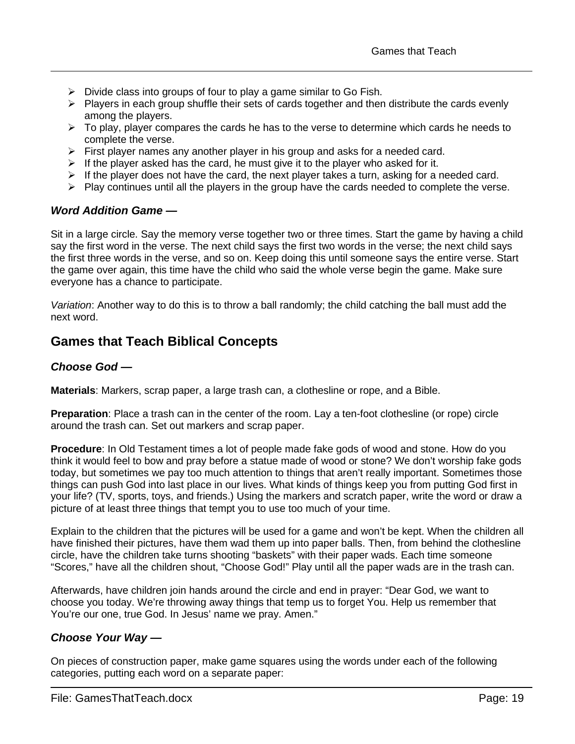- Divide class into groups of four to play a game similar to Go Fish.
- Players in each group shuffle their sets of cards together and then distribute the cards evenly among the players.
- To play, player compares the cards he has to the verse to determine which cards he needs to complete the verse.
- First player names any another player in his group and asks for a needed card.
- If the player asked has the card, he must give it to the player who asked for it.
- If the player does not have the card, the next player takes a turn, asking for a needed card.
- Play continues until all the players in the group have the cards needed to complete the verse.

### *Word Addition Game —*

Sit in a large circle. Say the memory verse together two or three times. Start the game by having a child say the first word in the verse. The next child says the first two words in the verse; the next child says the first three words in the verse, and so on. Keep doing this until someone says the entire verse. Start the game over again, this time have the child who said the whole verse begin the game. Make sure everyone has a chance to participate.

*Variation*: Another way to do this is to throw a ball randomly; the child catching the ball must add the next word.

## Games that Teach Biblical Concepts

### *Choose God —*

**Materials**: Markers, scrap paper, a large trash can, a clothesline or rope, and a Bible.

**Preparation**: Place a trash can in the center of the room. Lay a ten-foot clothesline (or rope) circle around the trash can. Set out markers and scrap paper.

**Procedure**: In Old Testament times a lot of people made fake gods of wood and stone. How do you think it would feel to bow and pray before a statue made of wood or stone? We don't worship fake gods today, but sometimes we pay too much attention to things that aren't really important. Sometimes those things can push God into last place in our lives. What kinds of things keep you from putting God first in your life? (TV, sports, toys, and friends.) Using the markers and scratch paper, write the word or draw a picture of at least three things that tempt you to use too much of your time.

Explain to the children that the pictures will be used for a game and won't be kept. When the children all have finished their pictures, have them wad them up into paper balls. Then, from behind the clothesline circle, have the children take turns shooting "baskets" with their paper wads. Each time someone "Scores," have all the children shout, "Choose God!" Play until all the paper wads are in the trash can.

Afterwards, have children join hands around the circle and end in prayer: "Dear God, we want to choose you today. We're throwing away things that temp us to forget You. Help us remember that You're our one, true God. In Jesus' name we pray. Amen."

### *Choose Your Way —*

On pieces of construction paper, make game squares using the words under each of the following categories, putting each word on a separate paper: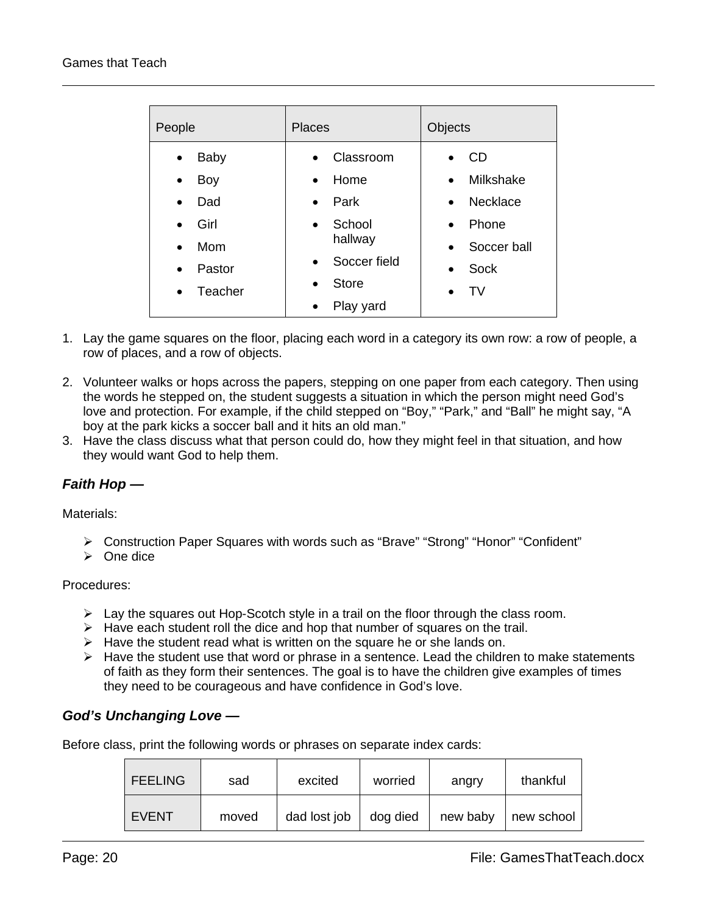| People | Places | Objects |
|---|---|---|
| • Baby<br>• Boy<br>• Dad<br>• Girl<br>• Mom<br>• Pastor<br>• Teacher | • Classroom<br>• Home<br>• Park<br>• School hallway<br>• Soccer field<br>• Store<br>• Play yard | • CD<br>• Milkshake<br>• Necklace<br>• Phone<br>• Soccer ball<br>• Sock<br>• TV |

1. Lay the game squares on the floor, placing each word in a category its own row: a row of people, a row of places, and a row of objects.
2. Volunteer walks or hops across the papers, stepping on one paper from each category. Then using the words he stepped on, the student suggests a situation in which the person might need God's love and protection. For example, if the child stepped on "Boy," "Park," and "Ball" he might say, "A boy at the park kicks a soccer ball and it hits an old man."
3. Have the class discuss what that person could do, how they might feel in that situation, and how they would want God to help them.

### *Faith Hop —*

Materials:

- Construction Paper Squares with words such as "Brave" "Strong" "Honor" "Confident"
- One dice

Procedures:

- Lay the squares out Hop-Scotch style in a trail on the floor through the class room.
- Have each student roll the dice and hop that number of squares on the trail.
- Have the student read what is written on the square he or she lands on.
- Have the student use that word or phrase in a sentence. Lead the children to make statements of faith as they form their sentences. The goal is to have the children give examples of times they need to be courageous and have confidence in God's love.

### *God's Unchanging Love —*

Before class, print the following words or phrases on separate index cards:

| FEELING | sad | excited | worried | angry | thankful |
|---|---|---|---|---|---|
| EVENT | moved | dad lost job | dog died | new baby | new school |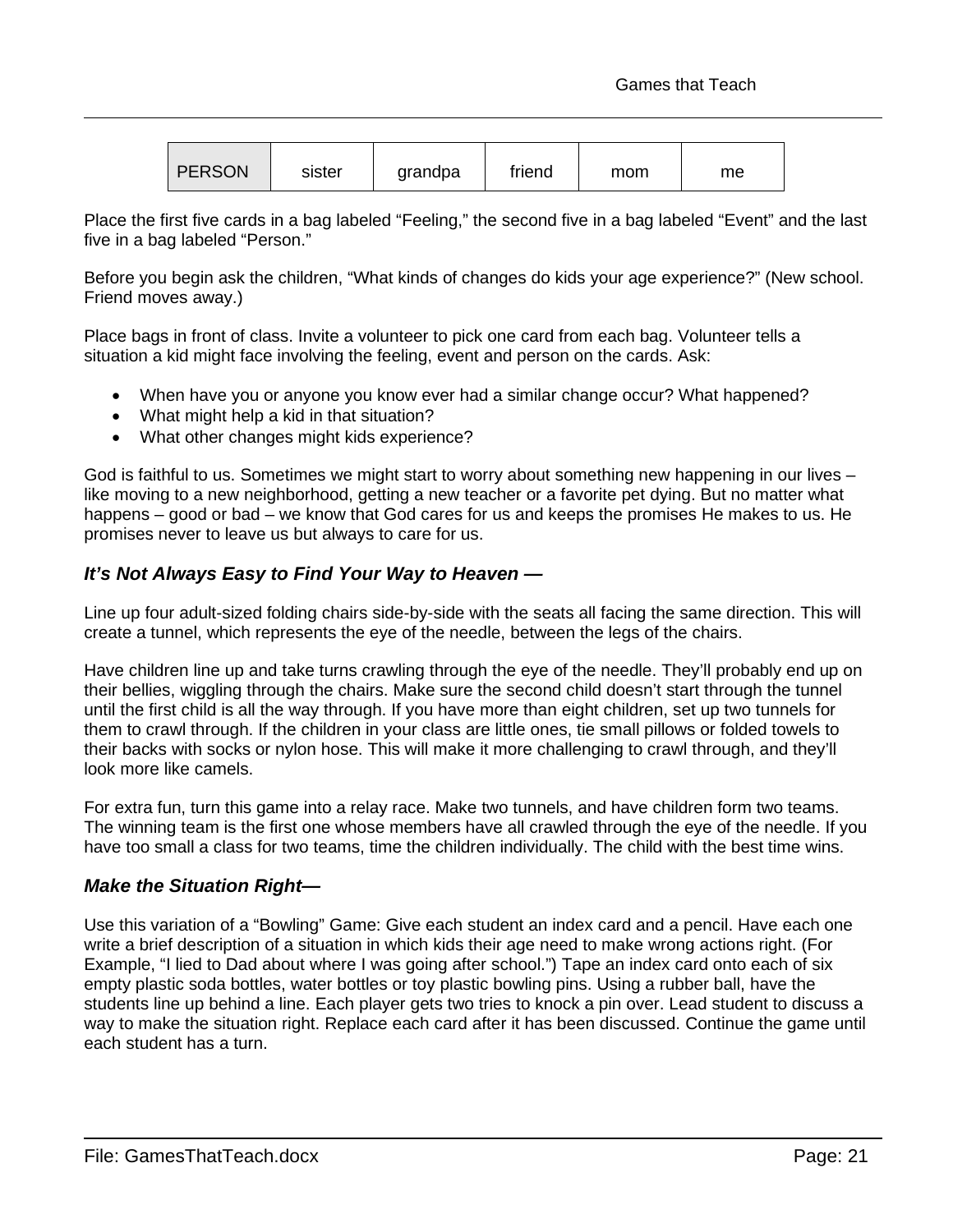| PERSON | sister | grandpa | friend | mom | me |
|---|---|---|---|---|---|

Place the first five cards in a bag labeled “Feeling,” the second five in a bag labeled “Event” and the last five in a bag labeled “Person.”

Before you begin ask the children, “What kinds of changes do kids your age experience?” (New school. Friend moves away.)

Place bags in front of class. Invite a volunteer to pick one card from each bag. Volunteer tells a situation a kid might face involving the feeling, event and person on the cards. Ask:

- When have you or anyone you know ever had a similar change occur? What happened?
- What might help a kid in that situation?
- What other changes might kids experience?

God is faithful to us. Sometimes we might start to worry about something new happening in our lives – like moving to a new neighborhood, getting a new teacher or a favorite pet dying. But no matter what happens – good or bad – we know that God cares for us and keeps the promises He makes to us. He promises never to leave us but always to care for us.

### *It’s Not Always Easy to Find Your Way to Heaven —*

Line up four adult-sized folding chairs side-by-side with the seats all facing the same direction. This will create a tunnel, which represents the eye of the needle, between the legs of the chairs.

Have children line up and take turns crawling through the eye of the needle. They’ll probably end up on their bellies, wiggling through the chairs. Make sure the second child doesn’t start through the tunnel until the first child is all the way through. If you have more than eight children, set up two tunnels for them to crawl through. If the children in your class are little ones, tie small pillows or folded towels to their backs with socks or nylon hose. This will make it more challenging to crawl through, and they’ll look more like camels.

For extra fun, turn this game into a relay race. Make two tunnels, and have children form two teams. The winning team is the first one whose members have all crawled through the eye of the needle. If you have too small a class for two teams, time the children individually. The child with the best time wins.

### *Make the Situation Right—*

Use this variation of a “Bowling” Game: Give each student an index card and a pencil. Have each one write a brief description of a situation in which kids their age need to make wrong actions right. (For Example, “I lied to Dad about where I was going after school.”) Tape an index card onto each of six empty plastic soda bottles, water bottles or toy plastic bowling pins. Using a rubber ball, have the students line up behind a line. Each player gets two tries to knock a pin over. Lead student to discuss a way to make the situation right. Replace each card after it has been discussed. Continue the game until each student has a turn.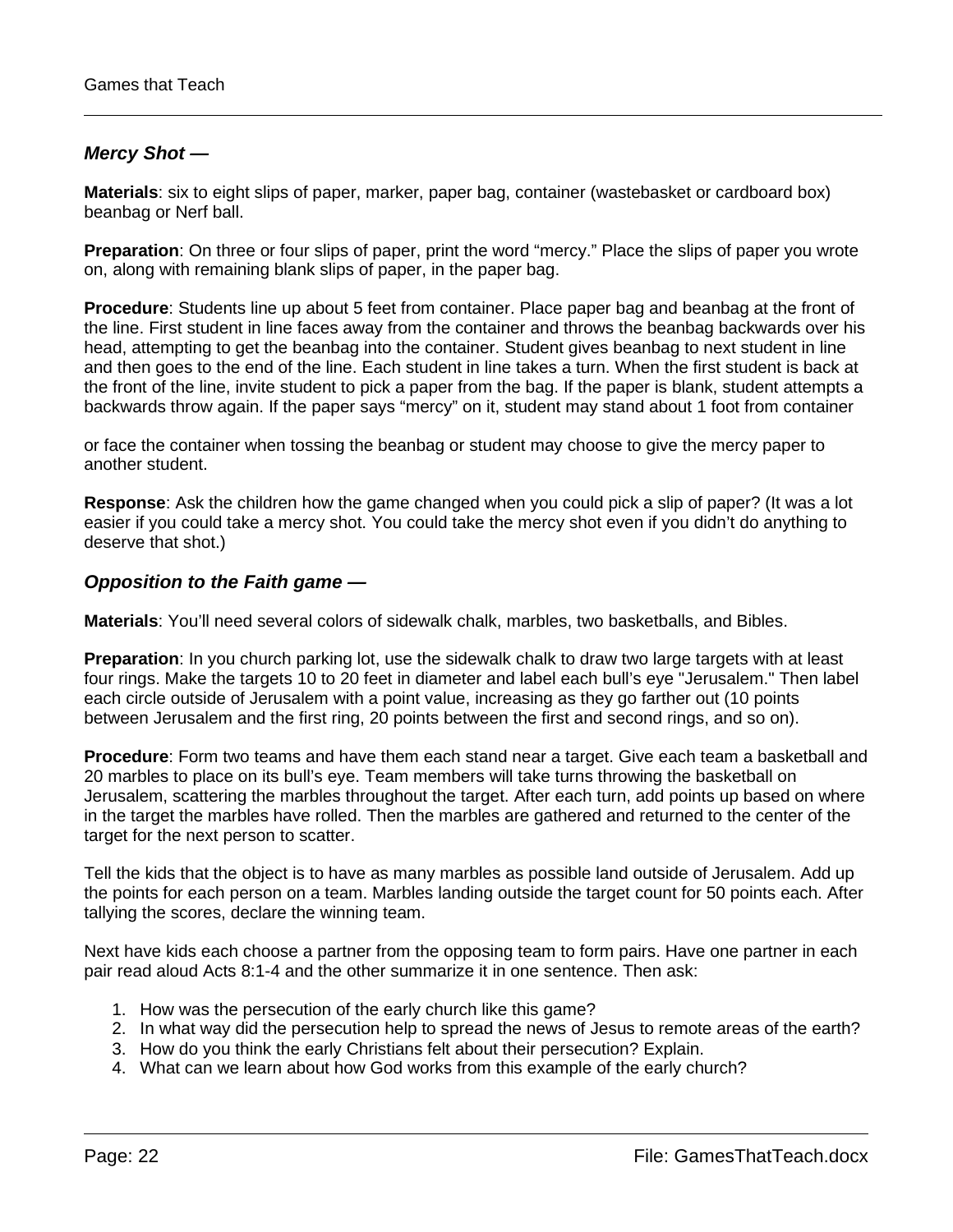### ***Mercy Shot —***

**Materials**: six to eight slips of paper, marker, paper bag, container (wastebasket or cardboard box) beanbag or Nerf ball.

**Preparation**: On three or four slips of paper, print the word “mercy.” Place the slips of paper you wrote on, along with remaining blank slips of paper, in the paper bag.

**Procedure**: Students line up about 5 feet from container. Place paper bag and beanbag at the front of the line. First student in line faces away from the container and throws the beanbag backwards over his head, attempting to get the beanbag into the container. Student gives beanbag to next student in line and then goes to the end of the line. Each student in line takes a turn. When the first student is back at the front of the line, invite student to pick a paper from the bag. If the paper is blank, student attempts a backwards throw again. If the paper says “mercy” on it, student may stand about 1 foot from container

or face the container when tossing the beanbag or student may choose to give the mercy paper to another student.

**Response**: Ask the children how the game changed when you could pick a slip of paper? (It was a lot easier if you could take a mercy shot. You could take the mercy shot even if you didn’t do anything to deserve that shot.)

### ***Opposition to the Faith game —***

**Materials**: You’ll need several colors of sidewalk chalk, marbles, two basketballs, and Bibles.

**Preparation**: In you church parking lot, use the sidewalk chalk to draw two large targets with at least four rings. Make the targets 10 to 20 feet in diameter and label each bull’s eye "Jerusalem." Then label each circle outside of Jerusalem with a point value, increasing as they go farther out (10 points between Jerusalem and the first ring, 20 points between the first and second rings, and so on).

**Procedure**: Form two teams and have them each stand near a target. Give each team a basketball and 20 marbles to place on its bull’s eye. Team members will take turns throwing the basketball on Jerusalem, scattering the marbles throughout the target. After each turn, add points up based on where in the target the marbles have rolled. Then the marbles are gathered and returned to the center of the target for the next person to scatter.

Tell the kids that the object is to have as many marbles as possible land outside of Jerusalem. Add up the points for each person on a team. Marbles landing outside the target count for 50 points each. After tallying the scores, declare the winning team.

Next have kids each choose a partner from the opposing team to form pairs. Have one partner in each pair read aloud Acts 8:1-4 and the other summarize it in one sentence. Then ask:

1. How was the persecution of the early church like this game?
2. In what way did the persecution help to spread the news of Jesus to remote areas of the earth?
3. How do you think the early Christians felt about their persecution? Explain.
4. What can we learn about how God works from this example of the early church?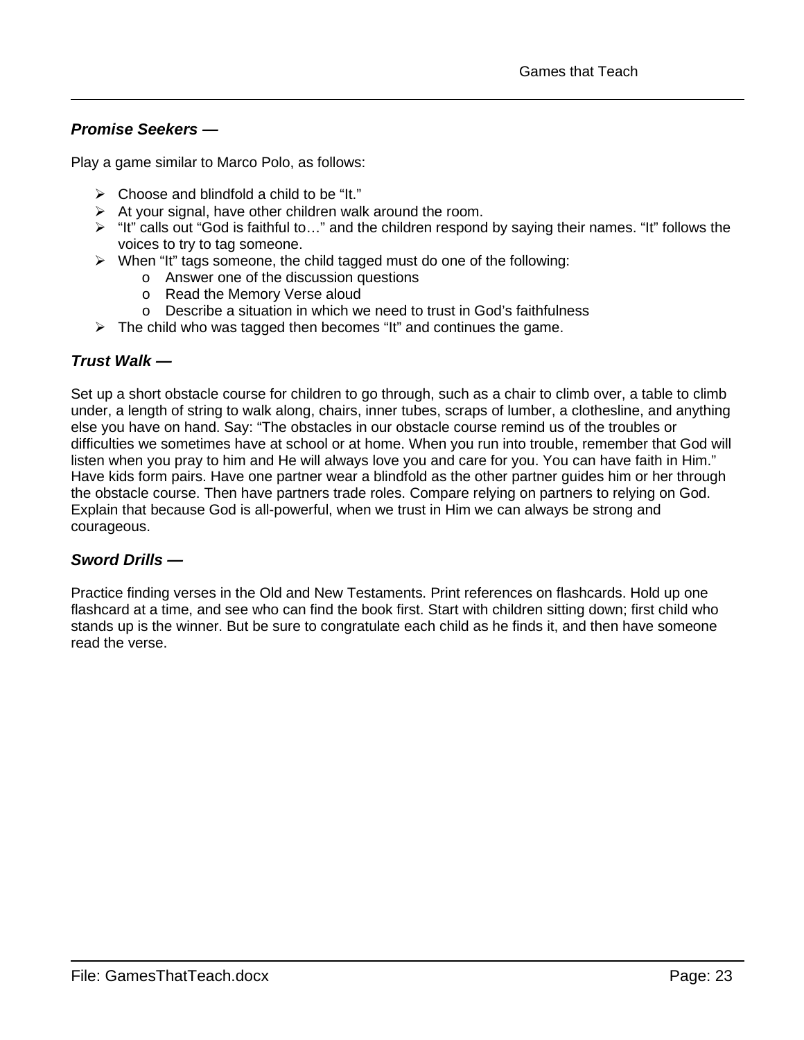### ***Promise Seekers —***

Play a game similar to Marco Polo, as follows:

- Choose and blindfold a child to be “It.”
- At your signal, have other children walk around the room.
- “It” calls out “God is faithful to…” and the children respond by saying their names. “It” follows the voices to try to tag someone.
- When “It” tags someone, the child tagged must do one of the following:
    - Answer one of the discussion questions
    - Read the Memory Verse aloud
    - Describe a situation in which we need to trust in God’s faithfulness
- The child who was tagged then becomes “It” and continues the game.

### ***Trust Walk —***

Set up a short obstacle course for children to go through, such as a chair to climb over, a table to climb under, a length of string to walk along, chairs, inner tubes, scraps of lumber, a clothesline, and anything else you have on hand. Say: “The obstacles in our obstacle course remind us of the troubles or difficulties we sometimes have at school or at home. When you run into trouble, remember that God will listen when you pray to him and He will always love you and care for you. You can have faith in Him.” Have kids form pairs. Have one partner wear a blindfold as the other partner guides him or her through the obstacle course. Then have partners trade roles. Compare relying on partners to relying on God. Explain that because God is all-powerful, when we trust in Him we can always be strong and courageous.

### ***Sword Drills —***

Practice finding verses in the Old and New Testaments. Print references on flashcards. Hold up one flashcard at a time, and see who can find the book first. Start with children sitting down; first child who stands up is the winner. But be sure to congratulate each child as he finds it, and then have someone read the verse.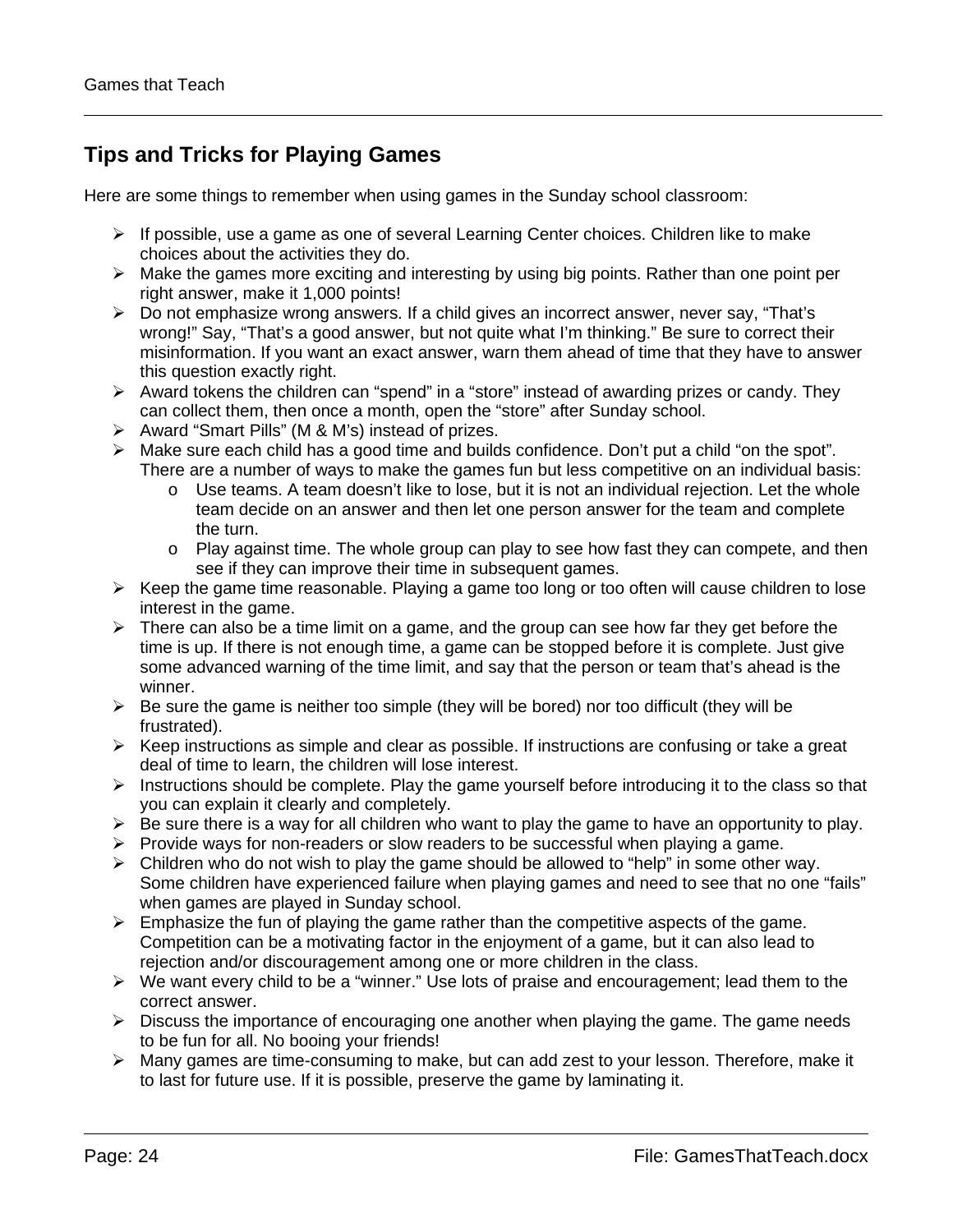## Tips and Tricks for Playing Games

Here are some things to remember when using games in the Sunday school classroom:

- If possible, use a game as one of several Learning Center choices. Children like to make choices about the activities they do.
- Make the games more exciting and interesting by using big points. Rather than one point per right answer, make it 1,000 points!
- Do not emphasize wrong answers. If a child gives an incorrect answer, never say, "That's wrong!" Say, "That's a good answer, but not quite what I'm thinking." Be sure to correct their misinformation. If you want an exact answer, warn them ahead of time that they have to answer this question exactly right.
- Award tokens the children can "spend" in a "store" instead of awarding prizes or candy. They can collect them, then once a month, open the "store" after Sunday school.
- Award "Smart Pills" (M & M's) instead of prizes.
- Make sure each child has a good time and builds confidence. Don't put a child "on the spot". There are a number of ways to make the games fun but less competitive on an individual basis:
  - Use teams. A team doesn't like to lose, but it is not an individual rejection. Let the whole team decide on an answer and then let one person answer for the team and complete the turn.
  - Play against time. The whole group can play to see how fast they can compete, and then see if they can improve their time in subsequent games.
- Keep the game time reasonable. Playing a game too long or too often will cause children to lose interest in the game.
- There can also be a time limit on a game, and the group can see how far they get before the time is up. If there is not enough time, a game can be stopped before it is complete. Just give some advanced warning of the time limit, and say that the person or team that's ahead is the winner.
- Be sure the game is neither too simple (they will be bored) nor too difficult (they will be frustrated).
- Keep instructions as simple and clear as possible. If instructions are confusing or take a great deal of time to learn, the children will lose interest.
- Instructions should be complete. Play the game yourself before introducing it to the class so that you can explain it clearly and completely.
- Be sure there is a way for all children who want to play the game to have an opportunity to play.
- Provide ways for non-readers or slow readers to be successful when playing a game.
- Children who do not wish to play the game should be allowed to "help" in some other way. Some children have experienced failure when playing games and need to see that no one "fails" when games are played in Sunday school.
- Emphasize the fun of playing the game rather than the competitive aspects of the game. Competition can be a motivating factor in the enjoyment of a game, but it can also lead to rejection and/or discouragement among one or more children in the class.
- We want every child to be a "winner." Use lots of praise and encouragement; lead them to the correct answer.
- Discuss the importance of encouraging one another when playing the game. The game needs to be fun for all. No booing your friends!
- Many games are time-consuming to make, but can add zest to your lesson. Therefore, make it to last for future use. If it is possible, preserve the game by laminating it.